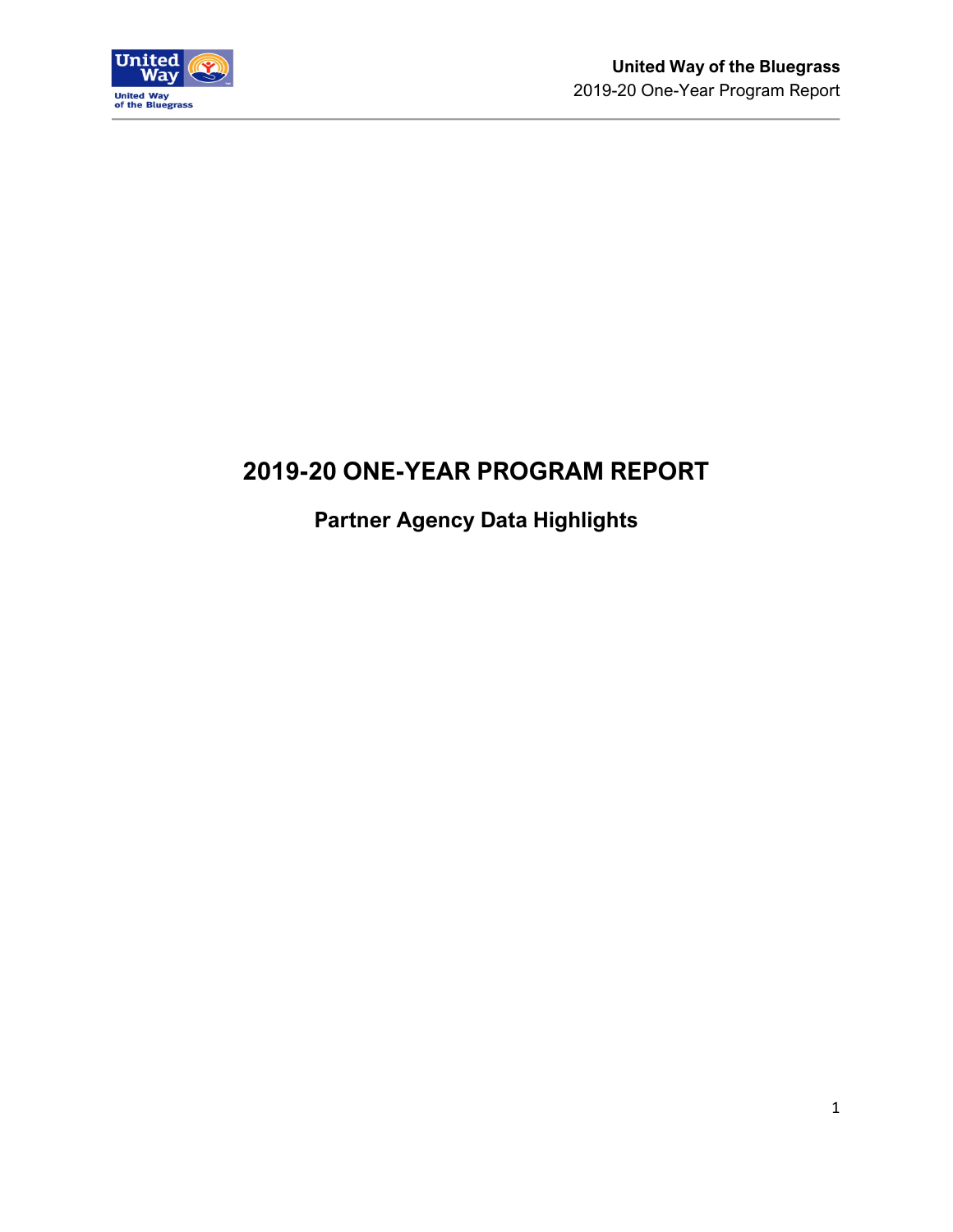# 2019-20 ONE-YEAR PROGRAM REPORT

## Partner Agency Data Highlights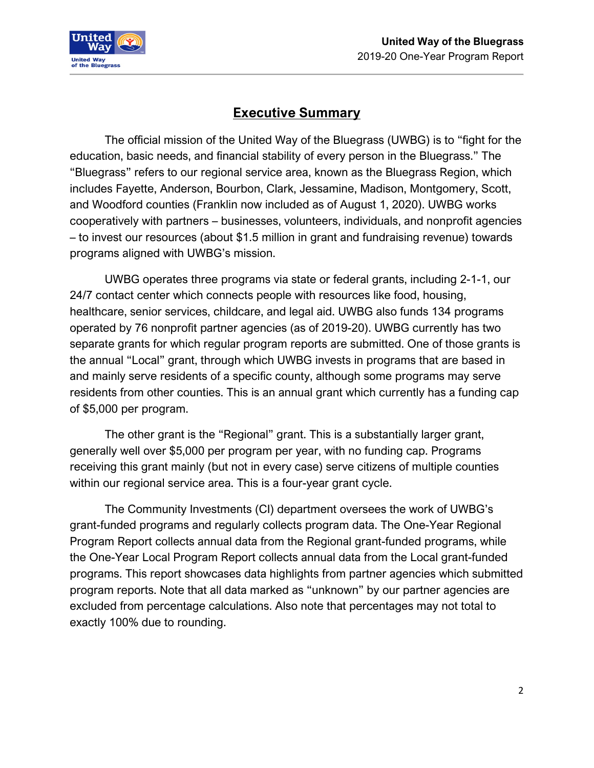## Executive Summary

The official mission of the United Way of the Bluegrass (UWBG) is to "fight for the education, basic needs, and financial stability of every person in the Bluegrass." The "Bluegrass" refers to our regional service area, known as the Bluegrass Region, which includes Fayette, Anderson, Bourbon, Clark, Jessamine, Madison, Montgomery, Scott, and Woodford counties (Franklin now included as of August 1, 2020). UWBG works cooperatively with partners – businesses, volunteers, individuals, and nonprofit agencies – to invest our resources (about $1.5 million in grant and fundraising revenue) towards programs aligned with UWBG's mission.

UWBG operates three programs via state or federal grants, including 2-1-1, our 24/7 contact center which connects people with resources like food, housing, healthcare, senior services, childcare, and legal aid. UWBG also funds 134 programs operated by 76 nonprofit partner agencies (as of 2019-20). UWBG currently has two separate grants for which regular program reports are submitted. One of those grants is the annual "Local" grant, through which UWBG invests in programs that are based in and mainly serve residents of a specific county, although some programs may serve residents from other counties. This is an annual grant which currently has a funding cap of $5,000 per program.

The other grant is the "Regional" grant. This is a substantially larger grant, generally well over $5,000 per program per year, with no funding cap. Programs receiving this grant mainly (but not in every case) serve citizens of multiple counties within our regional service area. This is a four-year grant cycle.

The Community Investments (CI) department oversees the work of UWBG's grant-funded programs and regularly collects program data. The One-Year Regional Program Report collects annual data from the Regional grant-funded programs, while the One-Year Local Program Report collects annual data from the Local grant-funded programs. This report showcases data highlights from partner agencies which submitted program reports. Note that all data marked as "unknown" by our partner agencies are excluded from percentage calculations. Also note that percentages may not total to exactly 100% due to rounding.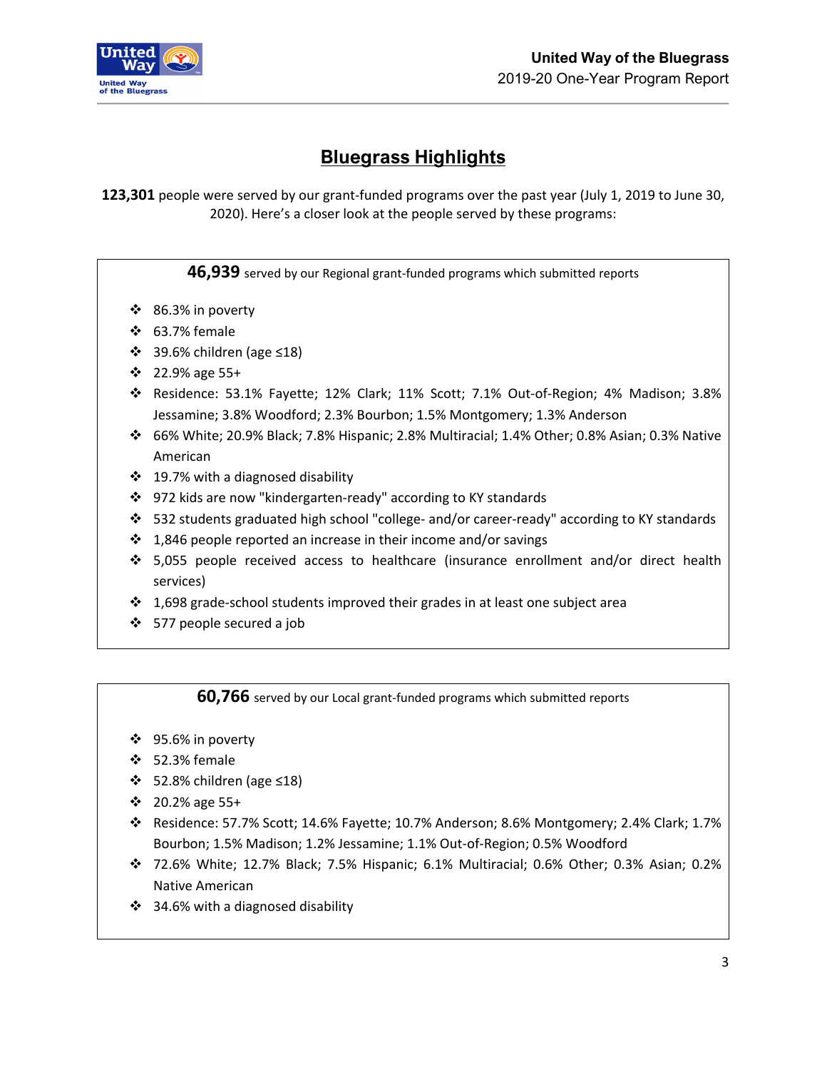# Bluegrass Highlights

**123,301** people were served by our grant-funded programs over the past year (July 1, 2019 to June 30, 2020). Here's a closer look at the people served by these programs:

**46,939** served by our Regional grant-funded programs which submitted reports

- 86.3% in poverty
- 63.7% female
- 39.6% children (age ≤18)
- 22.9% age 55+
- Residence: 53.1% Fayette; 12% Clark; 11% Scott; 7.1% Out-of-Region; 4% Madison; 3.8% Jessamine; 3.8% Woodford; 2.3% Bourbon; 1.5% Montgomery; 1.3% Anderson
- 66% White; 20.9% Black; 7.8% Hispanic; 2.8% Multiracial; 1.4% Other; 0.8% Asian; 0.3% Native American
- 19.7% with a diagnosed disability
- 972 kids are now "kindergarten-ready" according to KY standards
- 532 students graduated high school "college- and/or career-ready" according to KY standards
- 1,846 people reported an increase in their income and/or savings
- 5,055 people received access to healthcare (insurance enrollment and/or direct health services)
- 1,698 grade-school students improved their grades in at least one subject area
- 577 people secured a job

**60,766** served by our Local grant-funded programs which submitted reports

- 95.6% in poverty
- 52.3% female
- 52.8% children (age ≤18)
- 20.2% age 55+
- Residence: 57.7% Scott; 14.6% Fayette; 10.7% Anderson; 8.6% Montgomery; 2.4% Clark; 1.7% Bourbon; 1.5% Madison; 1.2% Jessamine; 1.1% Out-of-Region; 0.5% Woodford
- 72.6% White; 12.7% Black; 7.5% Hispanic; 6.1% Multiracial; 0.6% Other; 0.3% Asian; 0.2% Native American
- 34.6% with a diagnosed disability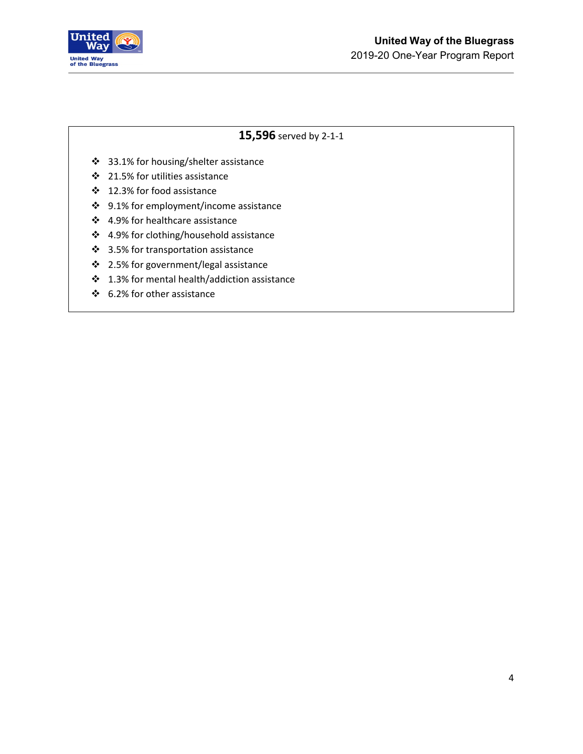**15,596** served by 2-1-1

- 33.1% for housing/shelter assistance
- 21.5% for utilities assistance
- 12.3% for food assistance
- 9.1% for employment/income assistance
- 4.9% for healthcare assistance
- 4.9% for clothing/household assistance
- 3.5% for transportation assistance
- 2.5% for government/legal assistance
- 1.3% for mental health/addiction assistance
- 6.2% for other assistance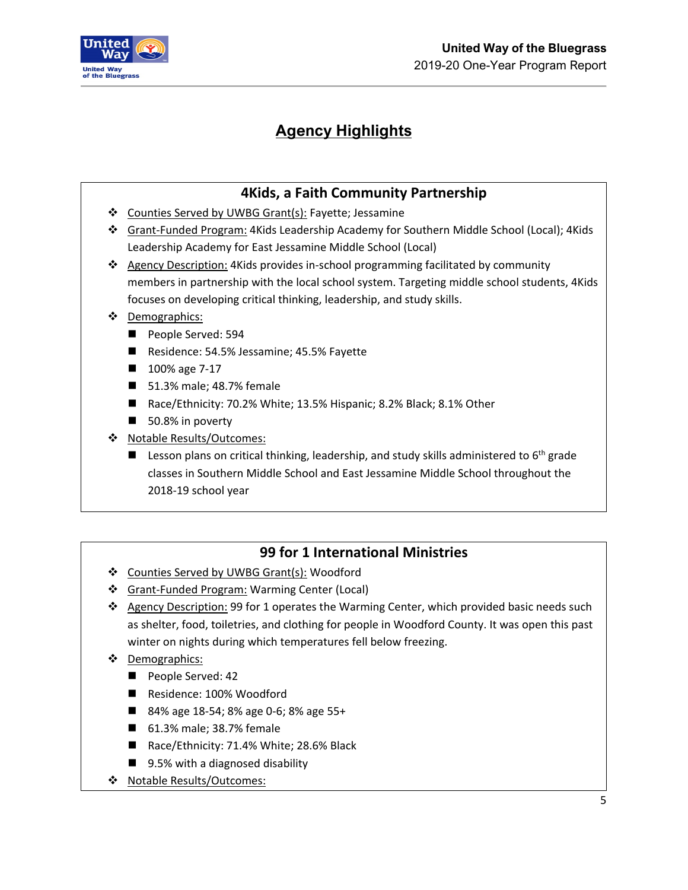# Agency Highlights

## 4Kids, a Faith Community Partnership

- Counties Served by UWBG Grant(s): Fayette; Jessamine
- Grant-Funded Program: 4Kids Leadership Academy for Southern Middle School (Local); 4Kids Leadership Academy for East Jessamine Middle School (Local)
- Agency Description: 4Kids provides in-school programming facilitated by community members in partnership with the local school system. Targeting middle school students, 4Kids focuses on developing critical thinking, leadership, and study skills.
- Demographics:
  - People Served: 594
  - Residence: 54.5% Jessamine; 45.5% Fayette
  - 100% age 7-17
  - 51.3% male; 48.7% female
  - Race/Ethnicity: 70.2% White; 13.5% Hispanic; 8.2% Black; 8.1% Other
  - 50.8% in poverty
- Notable Results/Outcomes:
  - Lesson plans on critical thinking, leadership, and study skills administered to 6th grade classes in Southern Middle School and East Jessamine Middle School throughout the 2018-19 school year

## 99 for 1 International Ministries

- Counties Served by UWBG Grant(s): Woodford
- Grant-Funded Program: Warming Center (Local)
- Agency Description: 99 for 1 operates the Warming Center, which provided basic needs such as shelter, food, toiletries, and clothing for people in Woodford County. It was open this past winter on nights during which temperatures fell below freezing.
- Demographics:
  - People Served: 42
  - Residence: 100% Woodford
  - 84% age 18-54; 8% age 0-6; 8% age 55+
  - 61.3% male; 38.7% female
  - Race/Ethnicity: 71.4% White; 28.6% Black
  - 9.5% with a diagnosed disability
- Notable Results/Outcomes: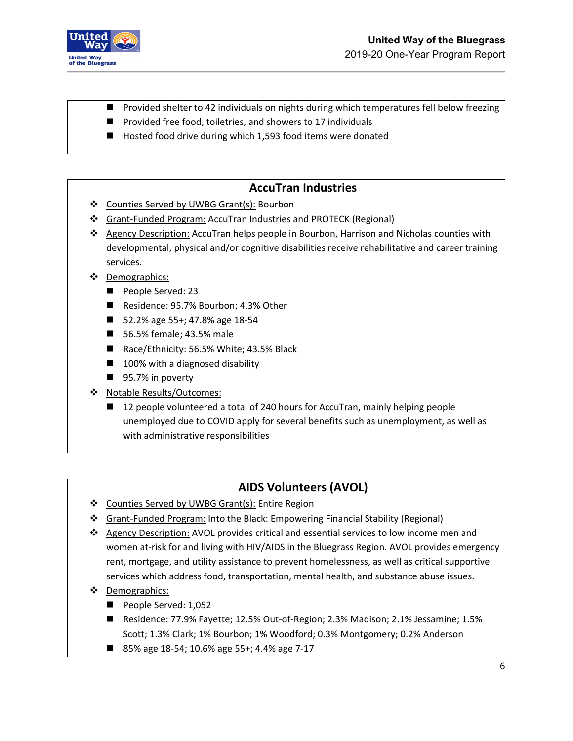- Provided shelter to 42 individuals on nights during which temperatures fell below freezing
- Provided free food, toiletries, and showers to 17 individuals
- Hosted food drive during which 1,593 food items were donated

## AccuTran Industries

- Counties Served by UWBG Grant(s): Bourbon
- Grant-Funded Program: AccuTran Industries and PROTECK (Regional)
- Agency Description: AccuTran helps people in Bourbon, Harrison and Nicholas counties with developmental, physical and/or cognitive disabilities receive rehabilitative and career training services.
- Demographics:
  - People Served: 23
  - Residence: 95.7% Bourbon; 4.3% Other
  - 52.2% age 55+; 47.8% age 18-54
  - 56.5% female; 43.5% male
  - Race/Ethnicity: 56.5% White; 43.5% Black
  - 100% with a diagnosed disability
  - 95.7% in poverty
- Notable Results/Outcomes:
  - 12 people volunteered a total of 240 hours for AccuTran, mainly helping people unemployed due to COVID apply for several benefits such as unemployment, as well as with administrative responsibilities

## AIDS Volunteers (AVOL)

- Counties Served by UWBG Grant(s): Entire Region
- Grant-Funded Program: Into the Black: Empowering Financial Stability (Regional)
- Agency Description: AVOL provides critical and essential services to low income men and women at-risk for and living with HIV/AIDS in the Bluegrass Region. AVOL provides emergency rent, mortgage, and utility assistance to prevent homelessness, as well as critical supportive services which address food, transportation, mental health, and substance abuse issues.
- Demographics:
  - People Served: 1,052
  - Residence: 77.9% Fayette; 12.5% Out-of-Region; 2.3% Madison; 2.1% Jessamine; 1.5% Scott; 1.3% Clark; 1% Bourbon; 1% Woodford; 0.3% Montgomery; 0.2% Anderson
  - 85% age 18-54; 10.6% age 55+; 4.4% age 7-17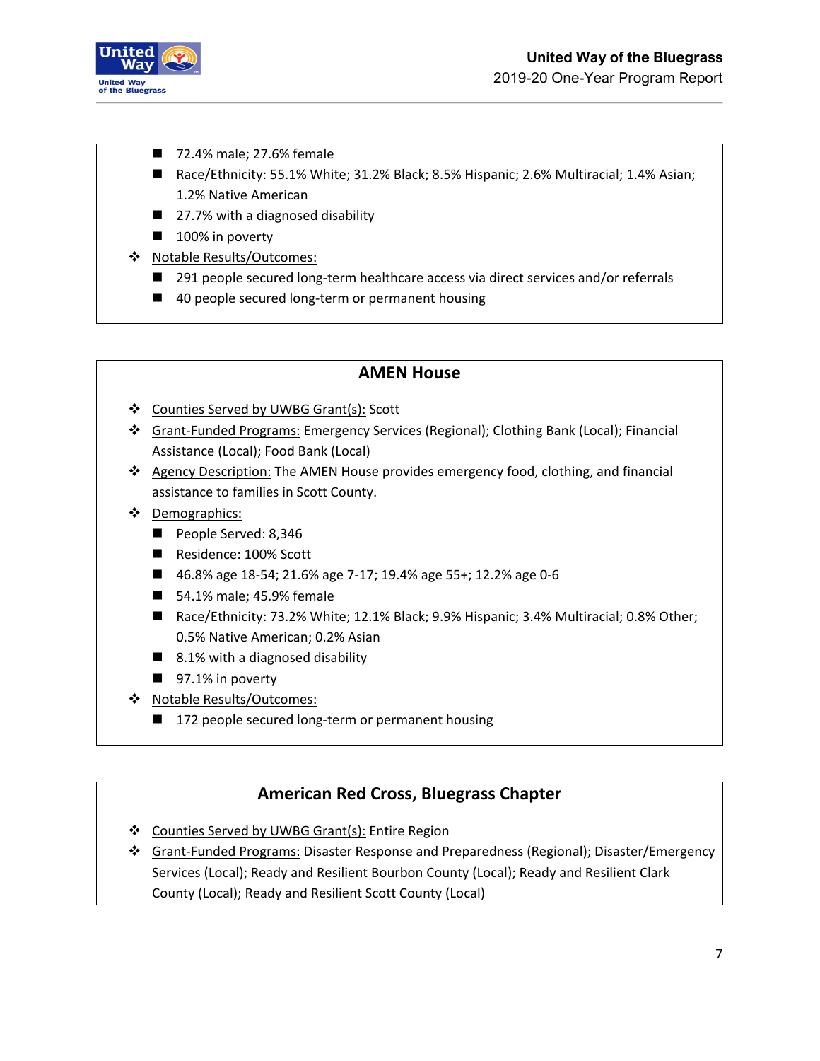- 72.4% male; 27.6% female
- Race/Ethnicity: 55.1% White; 31.2% Black; 8.5% Hispanic; 2.6% Multiracial; 1.4% Asian; 1.2% Native American
- 27.7% with a diagnosed disability
- 100% in poverty

❖ Notable Results/Outcomes:

- 291 people secured long-term healthcare access via direct services and/or referrals
- 40 people secured long-term or permanent housing

## AMEN House

❖ Counties Served by UWBG Grant(s): Scott

❖ Grant-Funded Programs: Emergency Services (Regional); Clothing Bank (Local); Financial Assistance (Local); Food Bank (Local)

❖ Agency Description: The AMEN House provides emergency food, clothing, and financial assistance to families in Scott County.

❖ Demographics:

- People Served: 8,346
- Residence: 100% Scott
- 46.8% age 18-54; 21.6% age 7-17; 19.4% age 55+; 12.2% age 0-6
- 54.1% male; 45.9% female
- Race/Ethnicity: 73.2% White; 12.1% Black; 9.9% Hispanic; 3.4% Multiracial; 0.8% Other; 0.5% Native American; 0.2% Asian
- 8.1% with a diagnosed disability
- 97.1% in poverty

❖ Notable Results/Outcomes:

- 172 people secured long-term or permanent housing

## American Red Cross, Bluegrass Chapter

❖ Counties Served by UWBG Grant(s): Entire Region

❖ Grant-Funded Programs: Disaster Response and Preparedness (Regional); Disaster/Emergency Services (Local); Ready and Resilient Bourbon County (Local); Ready and Resilient Clark County (Local); Ready and Resilient Scott County (Local)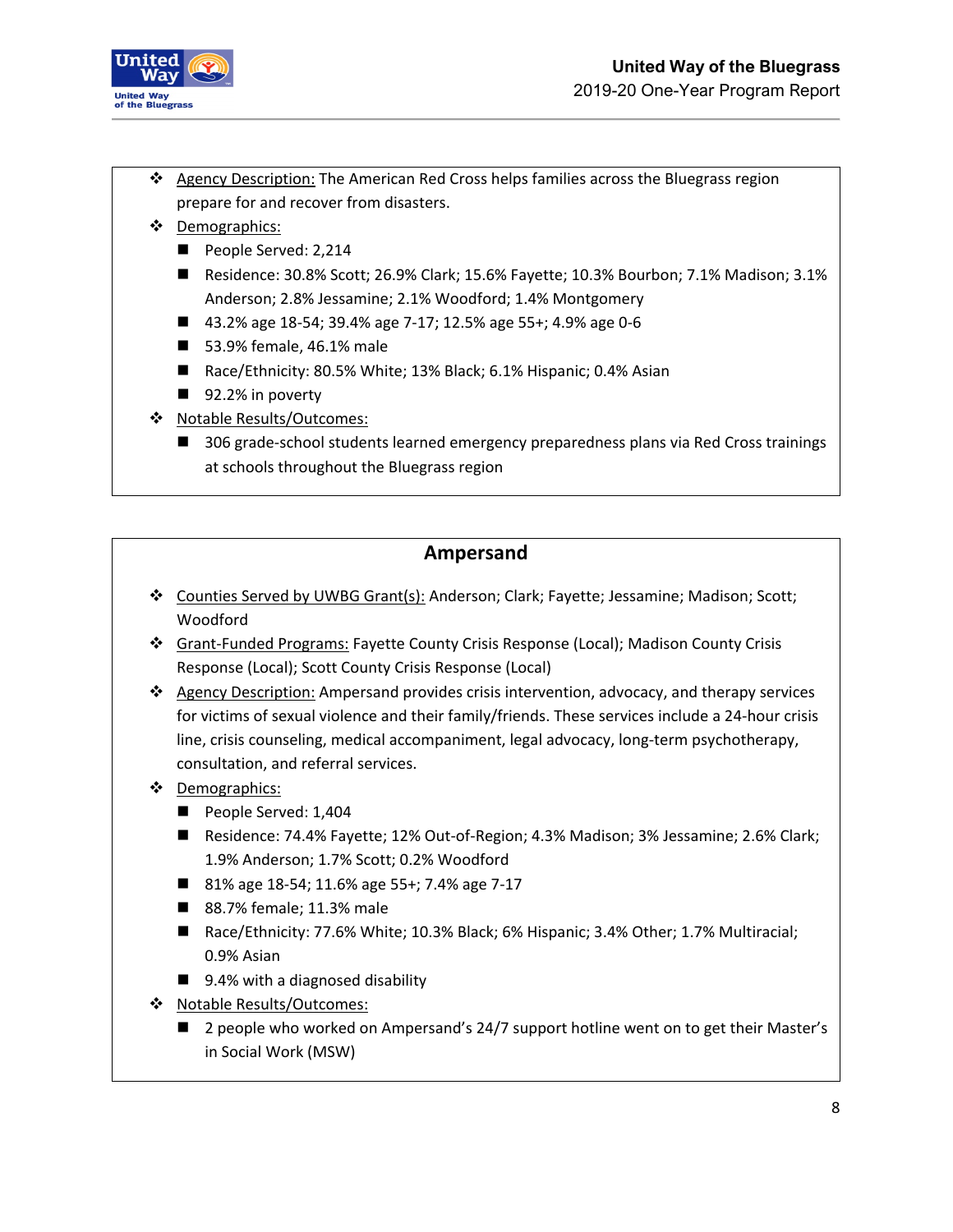- Agency Description: The American Red Cross helps families across the Bluegrass region prepare for and recover from disasters.
- Demographics:
  - People Served: 2,214
  - Residence: 30.8% Scott; 26.9% Clark; 15.6% Fayette; 10.3% Bourbon; 7.1% Madison; 3.1% Anderson; 2.8% Jessamine; 2.1% Woodford; 1.4% Montgomery
  - 43.2% age 18-54; 39.4% age 7-17; 12.5% age 55+; 4.9% age 0-6
  - 53.9% female, 46.1% male
  - Race/Ethnicity: 80.5% White; 13% Black; 6.1% Hispanic; 0.4% Asian
  - 92.2% in poverty
- Notable Results/Outcomes:
  - 306 grade-school students learned emergency preparedness plans via Red Cross trainings at schools throughout the Bluegrass region

## Ampersand

- Counties Served by UWBG Grant(s): Anderson; Clark; Fayette; Jessamine; Madison; Scott; Woodford
- Grant-Funded Programs: Fayette County Crisis Response (Local); Madison County Crisis Response (Local); Scott County Crisis Response (Local)
- Agency Description: Ampersand provides crisis intervention, advocacy, and therapy services for victims of sexual violence and their family/friends. These services include a 24-hour crisis line, crisis counseling, medical accompaniment, legal advocacy, long-term psychotherapy, consultation, and referral services.
- Demographics:
  - People Served: 1,404
  - Residence: 74.4% Fayette; 12% Out-of-Region; 4.3% Madison; 3% Jessamine; 2.6% Clark; 1.9% Anderson; 1.7% Scott; 0.2% Woodford
  - 81% age 18-54; 11.6% age 55+; 7.4% age 7-17
  - 88.7% female; 11.3% male
  - Race/Ethnicity: 77.6% White; 10.3% Black; 6% Hispanic; 3.4% Other; 1.7% Multiracial; 0.9% Asian
  - 9.4% with a diagnosed disability
- Notable Results/Outcomes:
  - 2 people who worked on Ampersand's 24/7 support hotline went on to get their Master's in Social Work (MSW)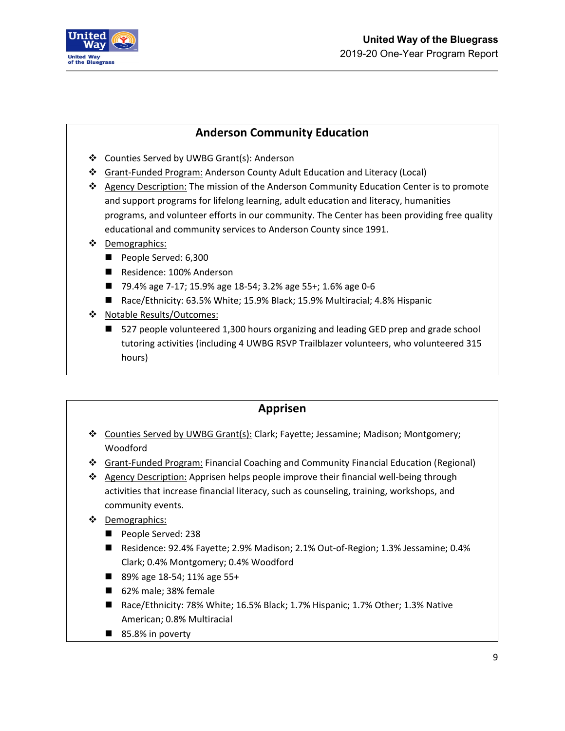## Anderson Community Education

- Counties Served by UWBG Grant(s): Anderson
- Grant-Funded Program: Anderson County Adult Education and Literacy (Local)
- Agency Description: The mission of the Anderson Community Education Center is to promote and support programs for lifelong learning, adult education and literacy, humanities programs, and volunteer efforts in our community. The Center has been providing free quality educational and community services to Anderson County since 1991.
- Demographics:
  - People Served: 6,300
  - Residence: 100% Anderson
  - 79.4% age 7-17; 15.9% age 18-54; 3.2% age 55+; 1.6% age 0-6
  - Race/Ethnicity: 63.5% White; 15.9% Black; 15.9% Multiracial; 4.8% Hispanic
- Notable Results/Outcomes:
  - 527 people volunteered 1,300 hours organizing and leading GED prep and grade school tutoring activities (including 4 UWBG RSVP Trailblazer volunteers, who volunteered 315 hours)

## Apprisen

- Counties Served by UWBG Grant(s): Clark; Fayette; Jessamine; Madison; Montgomery; Woodford
- Grant-Funded Program: Financial Coaching and Community Financial Education (Regional)
- Agency Description: Apprisen helps people improve their financial well-being through activities that increase financial literacy, such as counseling, training, workshops, and community events.
- Demographics:
  - People Served: 238
  - Residence: 92.4% Fayette; 2.9% Madison; 2.1% Out-of-Region; 1.3% Jessamine; 0.4% Clark; 0.4% Montgomery; 0.4% Woodford
  - 89% age 18-54; 11% age 55+
  - 62% male; 38% female
  - Race/Ethnicity: 78% White; 16.5% Black; 1.7% Hispanic; 1.7% Other; 1.3% Native American; 0.8% Multiracial
  - 85.8% in poverty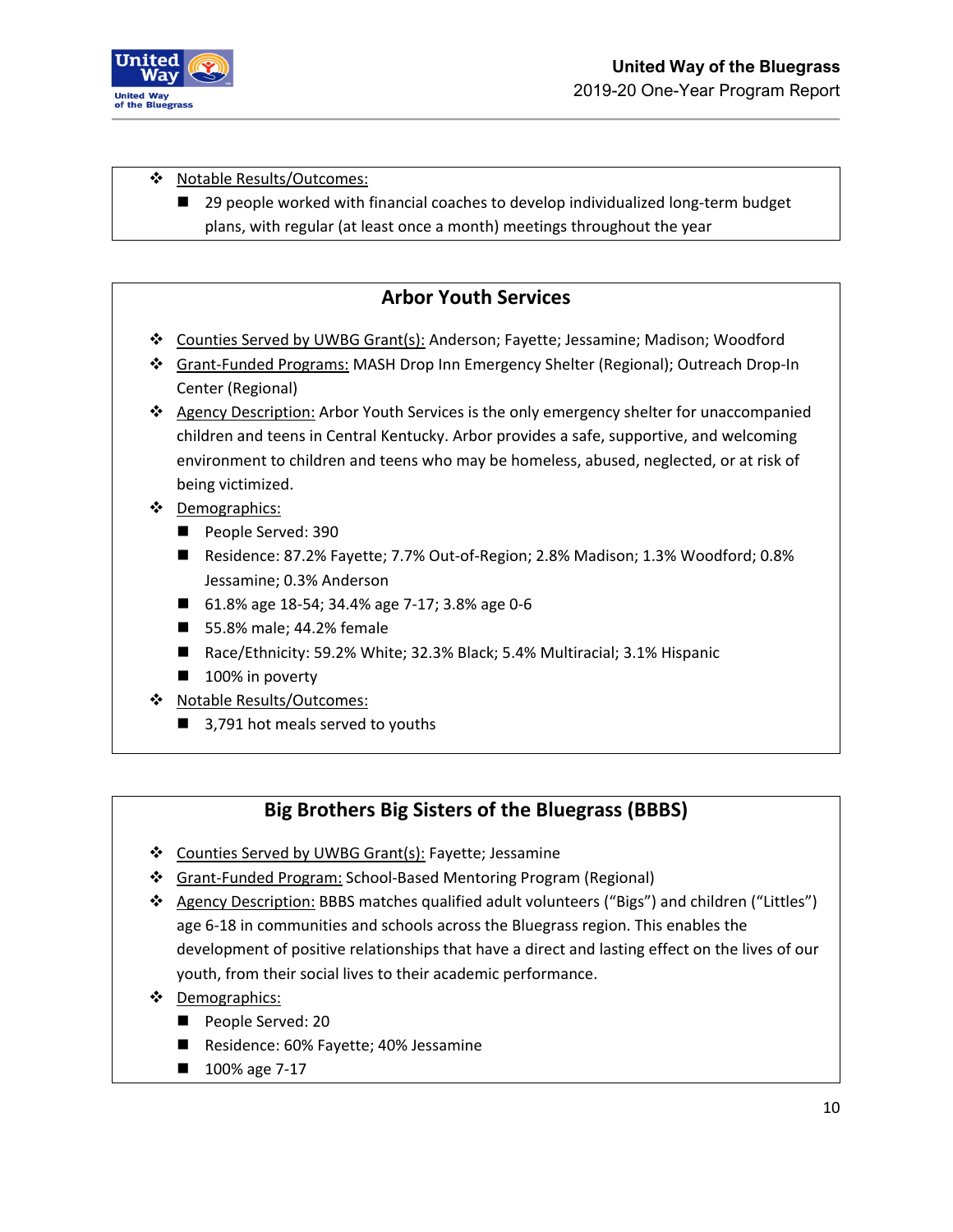- Notable Results/Outcomes:
  - 29 people worked with financial coaches to develop individualized long-term budget plans, with regular (at least once a month) meetings throughout the year

## Arbor Youth Services

- Counties Served by UWBG Grant(s): Anderson; Fayette; Jessamine; Madison; Woodford
- Grant-Funded Programs: MASH Drop Inn Emergency Shelter (Regional); Outreach Drop-In Center (Regional)
- Agency Description: Arbor Youth Services is the only emergency shelter for unaccompanied children and teens in Central Kentucky. Arbor provides a safe, supportive, and welcoming environment to children and teens who may be homeless, abused, neglected, or at risk of being victimized.
- Demographics:
  - People Served: 390
  - Residence: 87.2% Fayette; 7.7% Out-of-Region; 2.8% Madison; 1.3% Woodford; 0.8% Jessamine; 0.3% Anderson
  - 61.8% age 18-54; 34.4% age 7-17; 3.8% age 0-6
  - 55.8% male; 44.2% female
  - Race/Ethnicity: 59.2% White; 32.3% Black; 5.4% Multiracial; 3.1% Hispanic
  - 100% in poverty
- Notable Results/Outcomes:
  - 3,791 hot meals served to youths

## Big Brothers Big Sisters of the Bluegrass (BBBS)

- Counties Served by UWBG Grant(s): Fayette; Jessamine
- Grant-Funded Program: School-Based Mentoring Program (Regional)
- Agency Description: BBBS matches qualified adult volunteers ("Bigs") and children ("Littles") age 6-18 in communities and schools across the Bluegrass region. This enables the development of positive relationships that have a direct and lasting effect on the lives of our youth, from their social lives to their academic performance.
- Demographics:
  - People Served: 20
  - Residence: 60% Fayette; 40% Jessamine
  - 100% age 7-17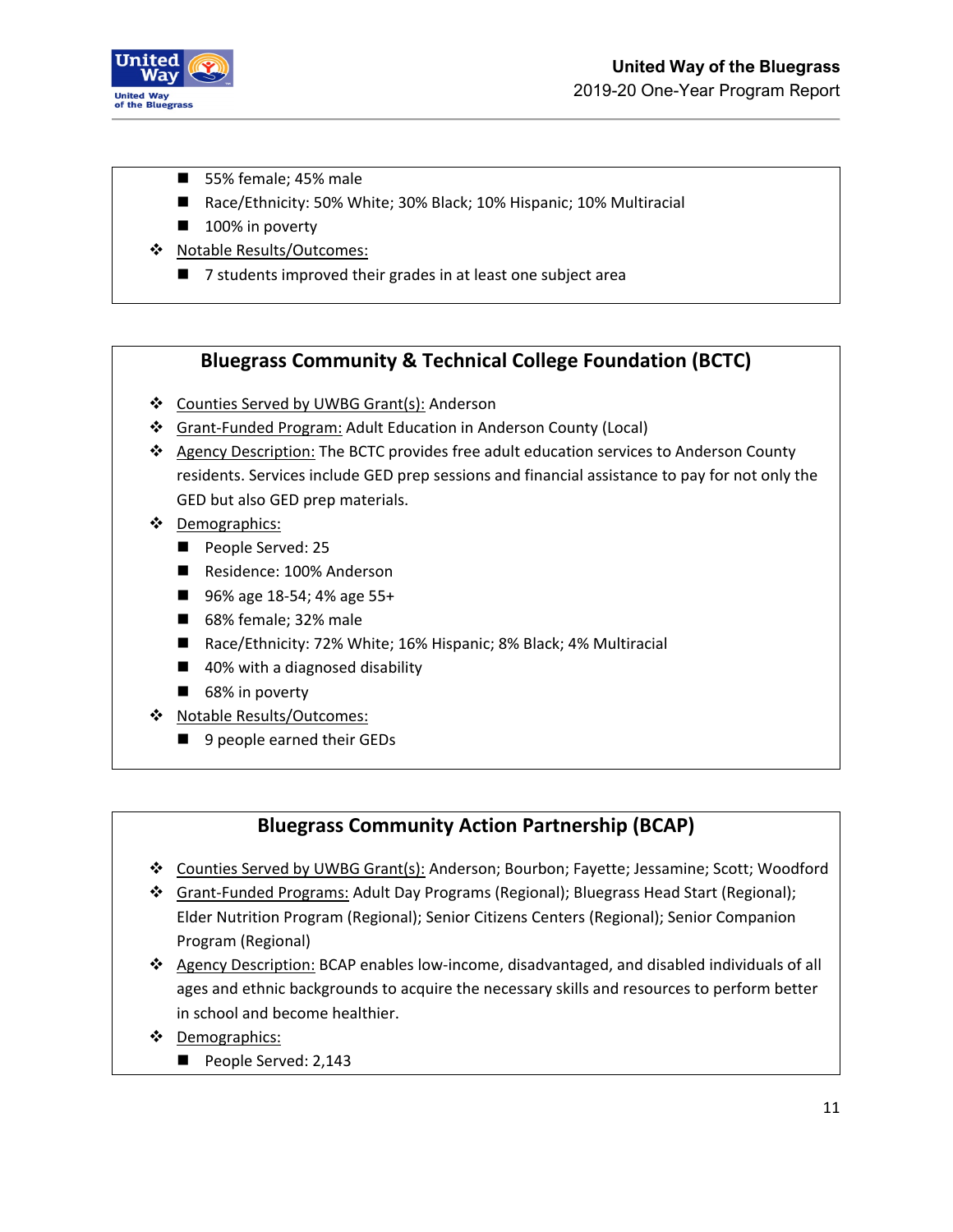- 55% female; 45% male
- Race/Ethnicity: 50% White; 30% Black; 10% Hispanic; 10% Multiracial
- 100% in poverty

❖ Notable Results/Outcomes:

- 7 students improved their grades in at least one subject area

## Bluegrass Community & Technical College Foundation (BCTC)

❖ Counties Served by UWBG Grant(s): Anderson

❖ Grant-Funded Program: Adult Education in Anderson County (Local)

❖ Agency Description: The BCTC provides free adult education services to Anderson County residents. Services include GED prep sessions and financial assistance to pay for not only the GED but also GED prep materials.

❖ Demographics:

- People Served: 25
- Residence: 100% Anderson
- 96% age 18-54; 4% age 55+
- 68% female; 32% male
- Race/Ethnicity: 72% White; 16% Hispanic; 8% Black; 4% Multiracial
- 40% with a diagnosed disability
- 68% in poverty

❖ Notable Results/Outcomes:

- 9 people earned their GEDs

## Bluegrass Community Action Partnership (BCAP)

❖ Counties Served by UWBG Grant(s): Anderson; Bourbon; Fayette; Jessamine; Scott; Woodford

❖ Grant-Funded Programs: Adult Day Programs (Regional); Bluegrass Head Start (Regional); Elder Nutrition Program (Regional); Senior Citizens Centers (Regional); Senior Companion Program (Regional)

❖ Agency Description: BCAP enables low-income, disadvantaged, and disabled individuals of all ages and ethnic backgrounds to acquire the necessary skills and resources to perform better in school and become healthier.

❖ Demographics:

- People Served: 2,143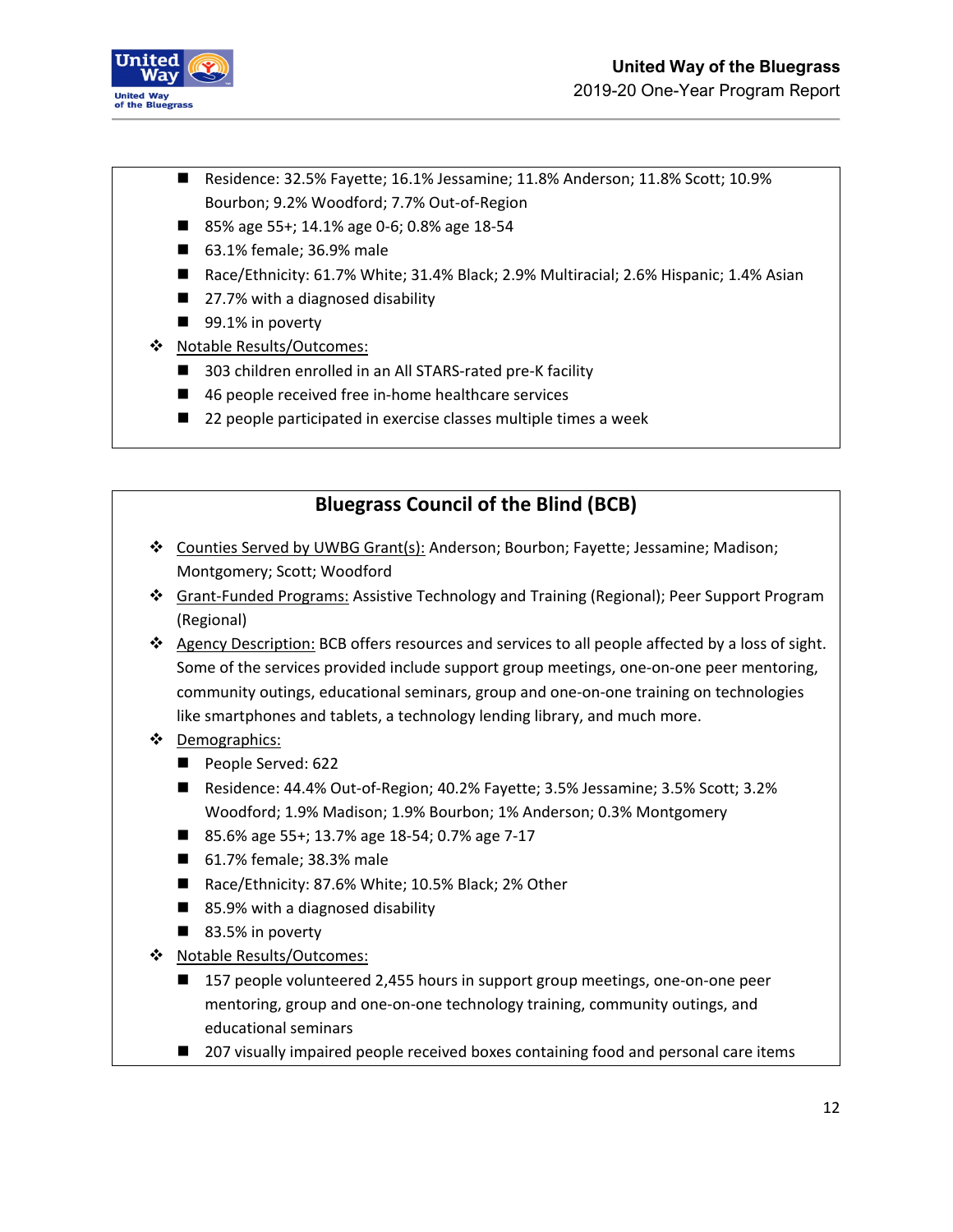- Residence: 32.5% Fayette; 16.1% Jessamine; 11.8% Anderson; 11.8% Scott; 10.9% Bourbon; 9.2% Woodford; 7.7% Out-of-Region
- 85% age 55+; 14.1% age 0-6; 0.8% age 18-54
- 63.1% female; 36.9% male
- Race/Ethnicity: 61.7% White; 31.4% Black; 2.9% Multiracial; 2.6% Hispanic; 1.4% Asian
- 27.7% with a diagnosed disability
- 99.1% in poverty

- Notable Results/Outcomes:
  - 303 children enrolled in an All STARS-rated pre-K facility
  - 46 people received free in-home healthcare services
  - 22 people participated in exercise classes multiple times a week

## Bluegrass Council of the Blind (BCB)

- Counties Served by UWBG Grant(s): Anderson; Bourbon; Fayette; Jessamine; Madison; Montgomery; Scott; Woodford
- Grant-Funded Programs: Assistive Technology and Training (Regional); Peer Support Program (Regional)
- Agency Description: BCB offers resources and services to all people affected by a loss of sight. Some of the services provided include support group meetings, one-on-one peer mentoring, community outings, educational seminars, group and one-on-one training on technologies like smartphones and tablets, a technology lending library, and much more.
- Demographics:
  - People Served: 622
  - Residence: 44.4% Out-of-Region; 40.2% Fayette; 3.5% Jessamine; 3.5% Scott; 3.2% Woodford; 1.9% Madison; 1.9% Bourbon; 1% Anderson; 0.3% Montgomery
  - 85.6% age 55+; 13.7% age 18-54; 0.7% age 7-17
  - 61.7% female; 38.3% male
  - Race/Ethnicity: 87.6% White; 10.5% Black; 2% Other
  - 85.9% with a diagnosed disability
  - 83.5% in poverty
- Notable Results/Outcomes:
  - 157 people volunteered 2,455 hours in support group meetings, one-on-one peer mentoring, group and one-on-one technology training, community outings, and educational seminars
  - 207 visually impaired people received boxes containing food and personal care items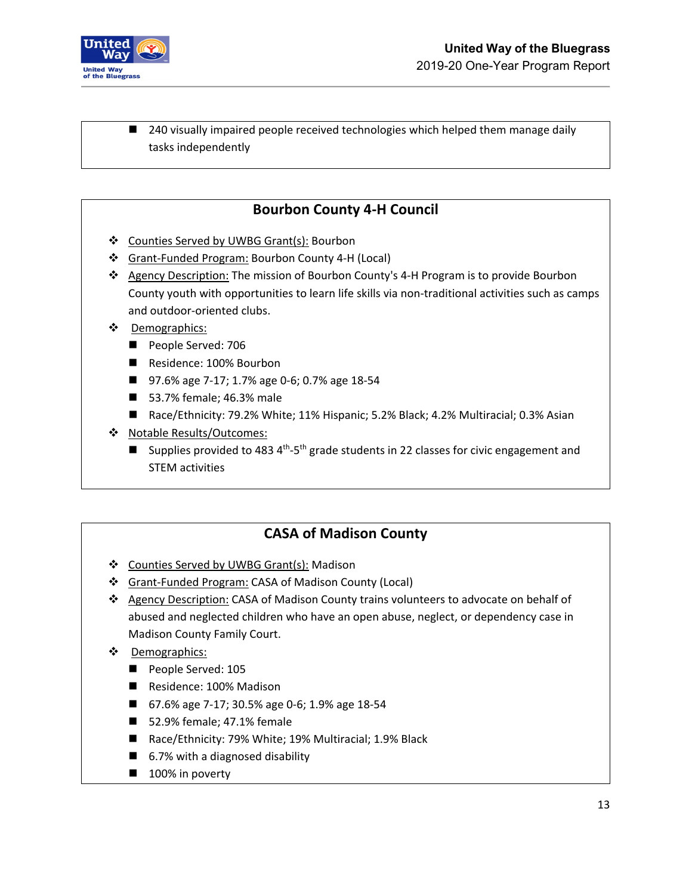- 240 visually impaired people received technologies which helped them manage daily tasks independently

## Bourbon County 4-H Council

- Counties Served by UWBG Grant(s): Bourbon
- Grant-Funded Program: Bourbon County 4-H (Local)
- Agency Description: The mission of Bourbon County's 4-H Program is to provide Bourbon County youth with opportunities to learn life skills via non-traditional activities such as camps and outdoor-oriented clubs.
- Demographics:
  - People Served: 706
  - Residence: 100% Bourbon
  - 97.6% age 7-17; 1.7% age 0-6; 0.7% age 18-54
  - 53.7% female; 46.3% male
  - Race/Ethnicity: 79.2% White; 11% Hispanic; 5.2% Black; 4.2% Multiracial; 0.3% Asian
- Notable Results/Outcomes:
  - Supplies provided to 483 4th-5th grade students in 22 classes for civic engagement and STEM activities

## CASA of Madison County

- Counties Served by UWBG Grant(s): Madison
- Grant-Funded Program: CASA of Madison County (Local)
- Agency Description: CASA of Madison County trains volunteers to advocate on behalf of abused and neglected children who have an open abuse, neglect, or dependency case in Madison County Family Court.
- Demographics:
  - People Served: 105
  - Residence: 100% Madison
  - 67.6% age 7-17; 30.5% age 0-6; 1.9% age 18-54
  - 52.9% female; 47.1% female
  - Race/Ethnicity: 79% White; 19% Multiracial; 1.9% Black
  - 6.7% with a diagnosed disability
  - 100% in poverty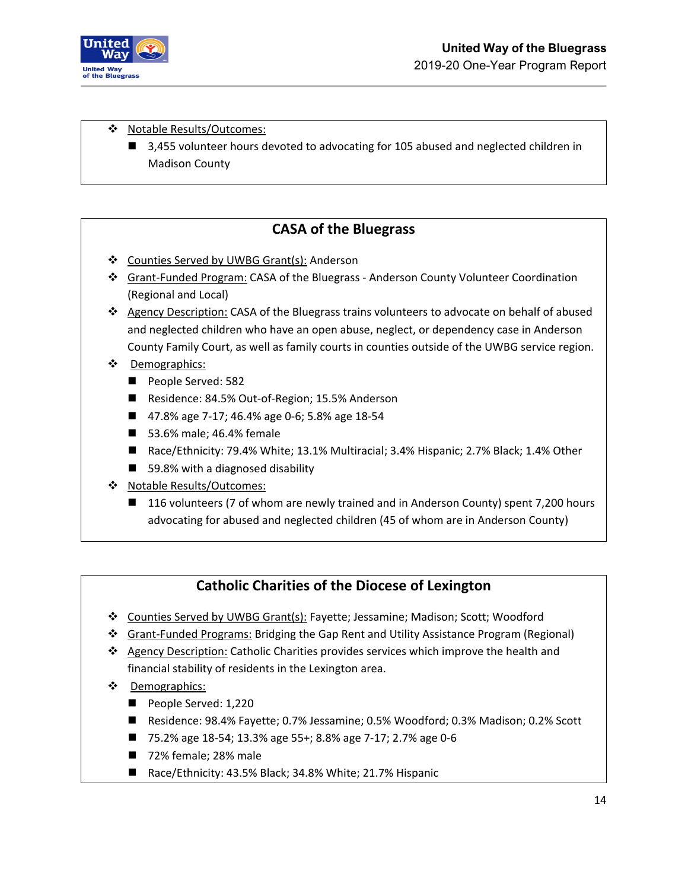- Notable Results/Outcomes:
  - 3,455 volunteer hours devoted to advocating for 105 abused and neglected children in Madison County

## CASA of the Bluegrass

- Counties Served by UWBG Grant(s): Anderson
- Grant-Funded Program: CASA of the Bluegrass - Anderson County Volunteer Coordination (Regional and Local)
- Agency Description: CASA of the Bluegrass trains volunteers to advocate on behalf of abused and neglected children who have an open abuse, neglect, or dependency case in Anderson County Family Court, as well as family courts in counties outside of the UWBG service region.
- Demographics:
  - People Served: 582
  - Residence: 84.5% Out-of-Region; 15.5% Anderson
  - 47.8% age 7-17; 46.4% age 0-6; 5.8% age 18-54
  - 53.6% male; 46.4% female
  - Race/Ethnicity: 79.4% White; 13.1% Multiracial; 3.4% Hispanic; 2.7% Black; 1.4% Other
  - 59.8% with a diagnosed disability
- Notable Results/Outcomes:
  - 116 volunteers (7 of whom are newly trained and in Anderson County) spent 7,200 hours advocating for abused and neglected children (45 of whom are in Anderson County)

## Catholic Charities of the Diocese of Lexington

- Counties Served by UWBG Grant(s): Fayette; Jessamine; Madison; Scott; Woodford
- Grant-Funded Programs: Bridging the Gap Rent and Utility Assistance Program (Regional)
- Agency Description: Catholic Charities provides services which improve the health and financial stability of residents in the Lexington area.
- Demographics:
  - People Served: 1,220
  - Residence: 98.4% Fayette; 0.7% Jessamine; 0.5% Woodford; 0.3% Madison; 0.2% Scott
  - 75.2% age 18-54; 13.3% age 55+; 8.8% age 7-17; 2.7% age 0-6
  - 72% female; 28% male
  - Race/Ethnicity: 43.5% Black; 34.8% White; 21.7% Hispanic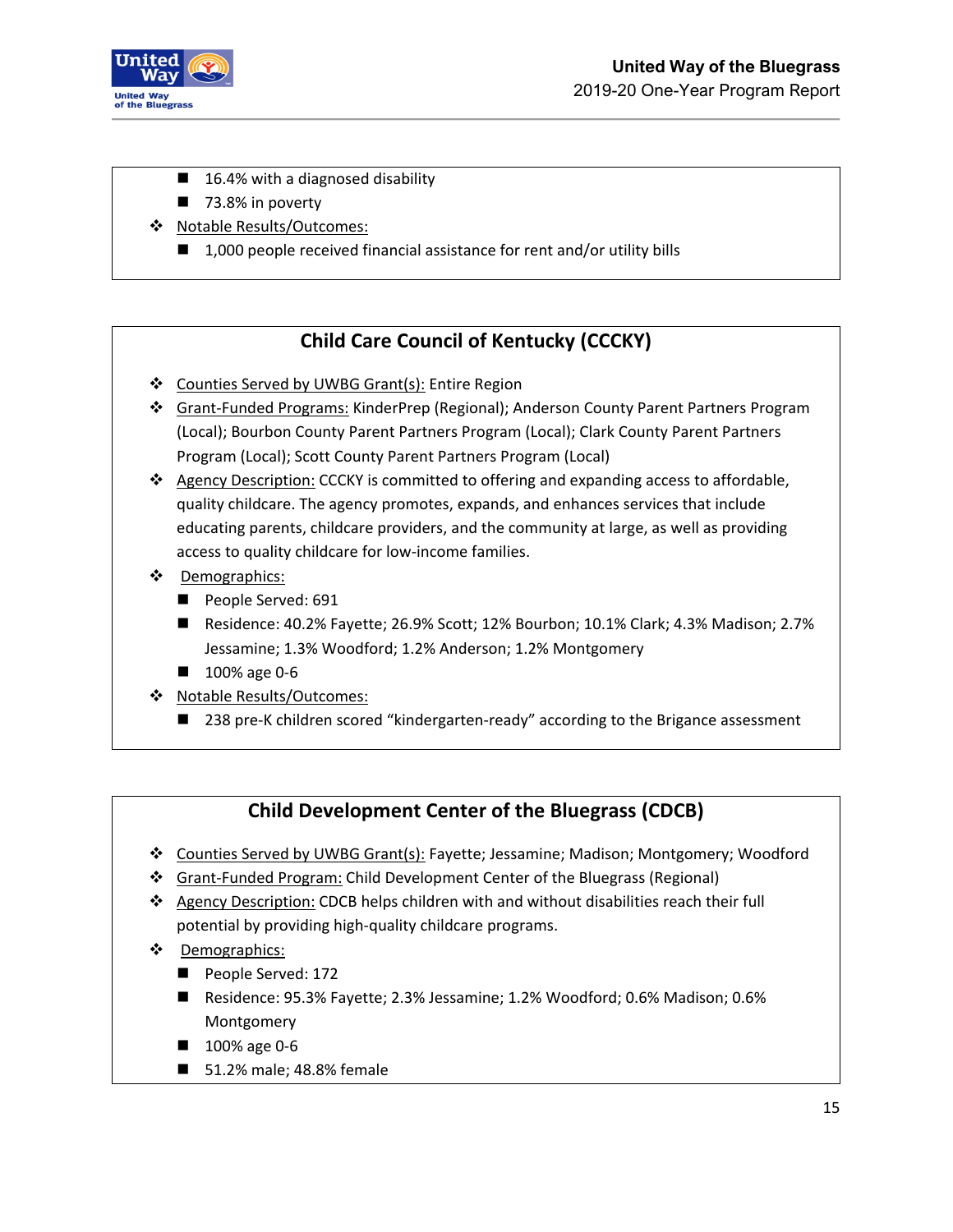- 16.4% with a diagnosed disability
  - 73.8% in poverty
- Notable Results/Outcomes:
  - 1,000 people received financial assistance for rent and/or utility bills

## Child Care Council of Kentucky (CCCKY)

- Counties Served by UWBG Grant(s): Entire Region
- Grant-Funded Programs: KinderPrep (Regional); Anderson County Parent Partners Program (Local); Bourbon County Parent Partners Program (Local); Clark County Parent Partners Program (Local); Scott County Parent Partners Program (Local)
- Agency Description: CCCKY is committed to offering and expanding access to affordable, quality childcare. The agency promotes, expands, and enhances services that include educating parents, childcare providers, and the community at large, as well as providing access to quality childcare for low-income families.
- Demographics:
  - People Served: 691
  - Residence: 40.2% Fayette; 26.9% Scott; 12% Bourbon; 10.1% Clark; 4.3% Madison; 2.7% Jessamine; 1.3% Woodford; 1.2% Anderson; 1.2% Montgomery
  - 100% age 0-6
- Notable Results/Outcomes:
  - 238 pre-K children scored "kindergarten-ready" according to the Brigance assessment

## Child Development Center of the Bluegrass (CDCB)

- Counties Served by UWBG Grant(s): Fayette; Jessamine; Madison; Montgomery; Woodford
- Grant-Funded Program: Child Development Center of the Bluegrass (Regional)
- Agency Description: CDCB helps children with and without disabilities reach their full potential by providing high-quality childcare programs.
- Demographics:
  - People Served: 172
  - Residence: 95.3% Fayette; 2.3% Jessamine; 1.2% Woodford; 0.6% Madison; 0.6% Montgomery
  - 100% age 0-6
  - 51.2% male; 48.8% female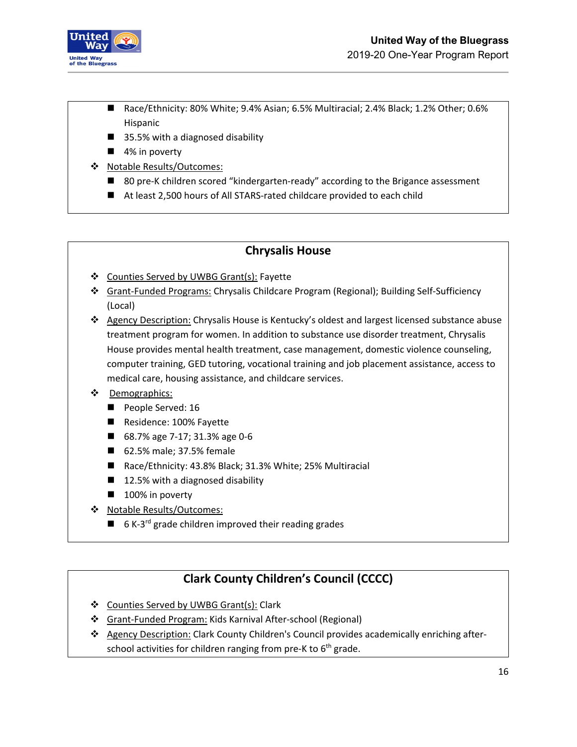- Race/Ethnicity: 80% White; 9.4% Asian; 6.5% Multiracial; 2.4% Black; 1.2% Other; 0.6% Hispanic
  - 35.5% with a diagnosed disability
  - 4% in poverty
- Notable Results/Outcomes:
  - 80 pre-K children scored "kindergarten-ready" according to the Brigance assessment
  - At least 2,500 hours of All STARS-rated childcare provided to each child

## Chrysalis House

- Counties Served by UWBG Grant(s): Fayette
- Grant-Funded Programs: Chrysalis Childcare Program (Regional); Building Self-Sufficiency (Local)
- Agency Description: Chrysalis House is Kentucky's oldest and largest licensed substance abuse treatment program for women. In addition to substance use disorder treatment, Chrysalis House provides mental health treatment, case management, domestic violence counseling, computer training, GED tutoring, vocational training and job placement assistance, access to medical care, housing assistance, and childcare services.
- Demographics:
  - People Served: 16
  - Residence: 100% Fayette
  - 68.7% age 7-17; 31.3% age 0-6
  - 62.5% male; 37.5% female
  - Race/Ethnicity: 43.8% Black; 31.3% White; 25% Multiracial
  - 12.5% with a diagnosed disability
  - 100% in poverty
- Notable Results/Outcomes:
  - 6 K-3rd grade children improved their reading grades

## Clark County Children's Council (CCCC)

- Counties Served by UWBG Grant(s): Clark
- Grant-Funded Program: Kids Karnival After-school (Regional)
- Agency Description: Clark County Children's Council provides academically enriching after-school activities for children ranging from pre-K to 6th grade.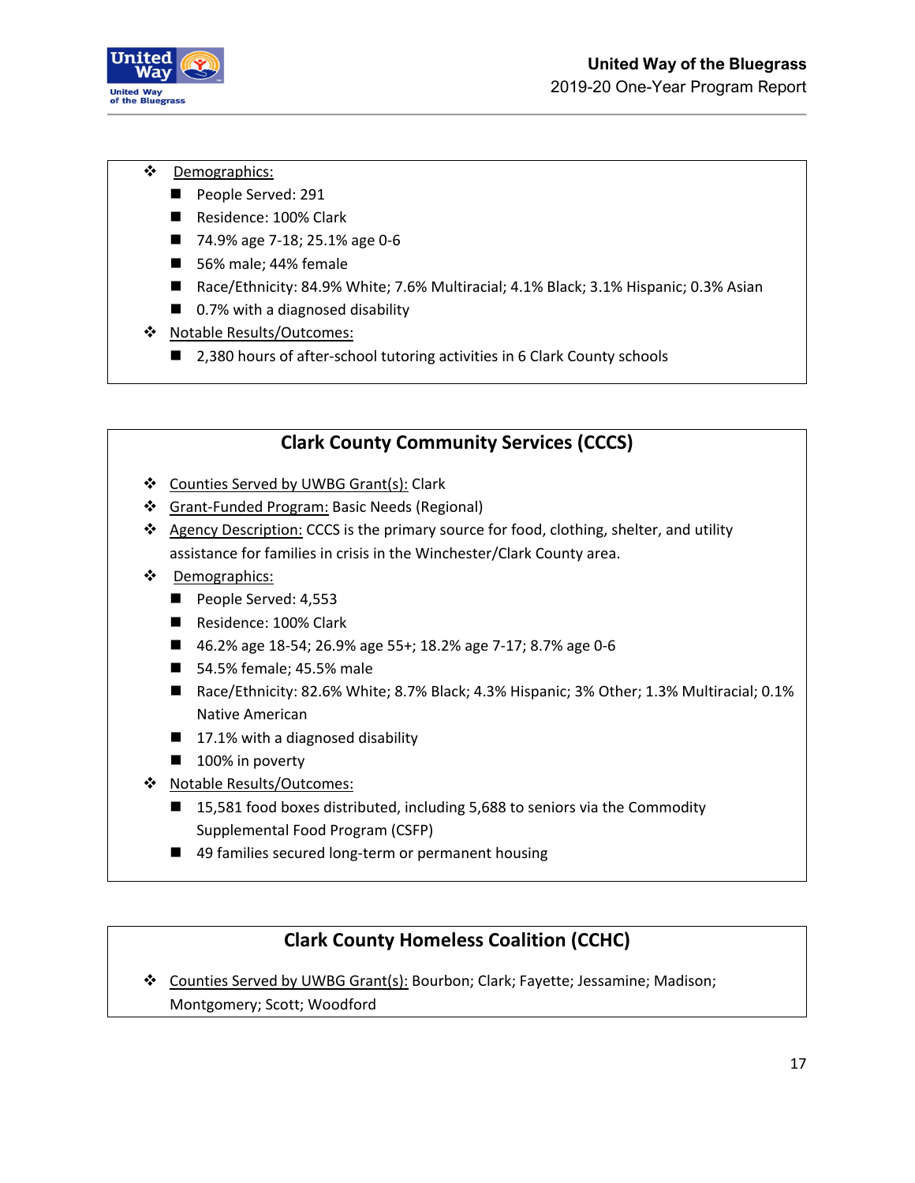- **Demographics:**
  - People Served: 291
  - Residence: 100% Clark
  - 74.9% age 7-18; 25.1% age 0-6
  - 56% male; 44% female
  - Race/Ethnicity: 84.9% White; 7.6% Multiracial; 4.1% Black; 3.1% Hispanic; 0.3% Asian
  - 0.7% with a diagnosed disability
- **Notable Results/Outcomes:**
  - 2,380 hours of after-school tutoring activities in 6 Clark County schools

## Clark County Community Services (CCCS)

- **Counties Served by UWBG Grant(s):** Clark
- **Grant-Funded Program:** Basic Needs (Regional)
- **Agency Description:** CCCS is the primary source for food, clothing, shelter, and utility assistance for families in crisis in the Winchester/Clark County area.
- **Demographics:**
  - People Served: 4,553
  - Residence: 100% Clark
  - 46.2% age 18-54; 26.9% age 55+; 18.2% age 7-17; 8.7% age 0-6
  - 54.5% female; 45.5% male
  - Race/Ethnicity: 82.6% White; 8.7% Black; 4.3% Hispanic; 3% Other; 1.3% Multiracial; 0.1% Native American
  - 17.1% with a diagnosed disability
  - 100% in poverty
- **Notable Results/Outcomes:**
  - 15,581 food boxes distributed, including 5,688 to seniors via the Commodity Supplemental Food Program (CSFP)
  - 49 families secured long-term or permanent housing

## Clark County Homeless Coalition (CCHC)

- **Counties Served by UWBG Grant(s):** Bourbon; Clark; Fayette; Jessamine; Madison; Montgomery; Scott; Woodford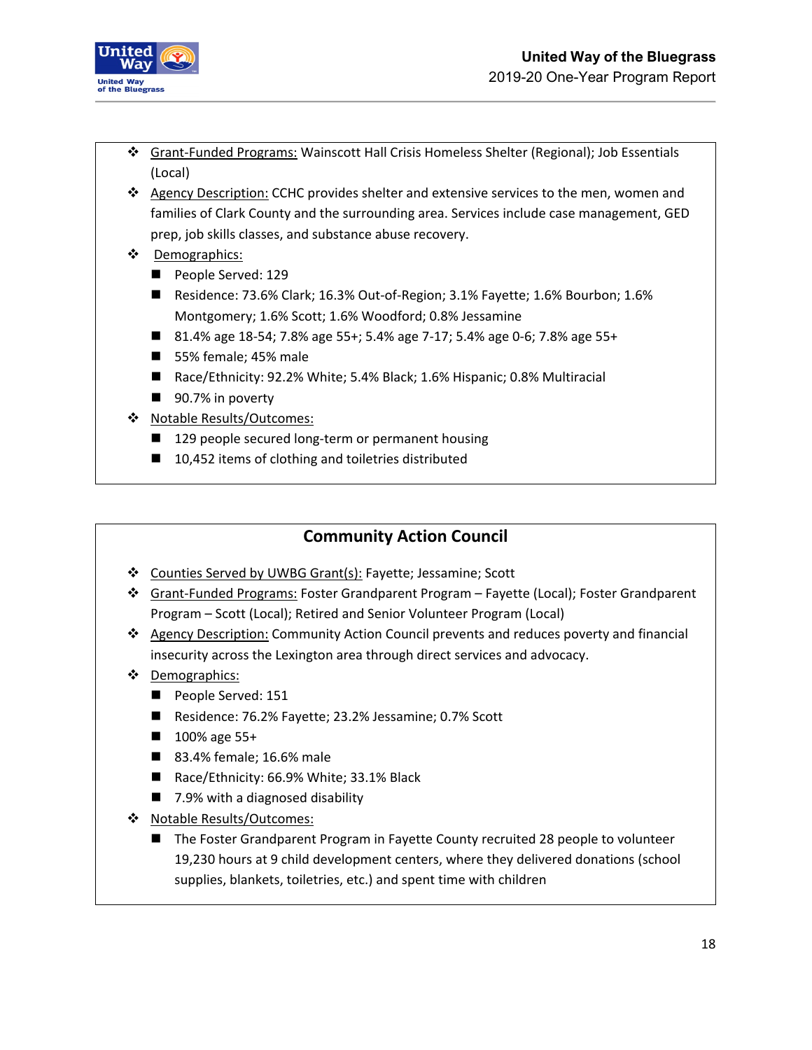- Grant-Funded Programs: Wainscott Hall Crisis Homeless Shelter (Regional); Job Essentials (Local)
- Agency Description: CCHC provides shelter and extensive services to the men, women and families of Clark County and the surrounding area. Services include case management, GED prep, job skills classes, and substance abuse recovery.
- Demographics:
  - People Served: 129
  - Residence: 73.6% Clark; 16.3% Out-of-Region; 3.1% Fayette; 1.6% Bourbon; 1.6% Montgomery; 1.6% Scott; 1.6% Woodford; 0.8% Jessamine
  - 81.4% age 18-54; 7.8% age 55+; 5.4% age 7-17; 5.4% age 0-6; 7.8% age 55+
  - 55% female; 45% male
  - Race/Ethnicity: 92.2% White; 5.4% Black; 1.6% Hispanic; 0.8% Multiracial
  - 90.7% in poverty
- Notable Results/Outcomes:
  - 129 people secured long-term or permanent housing
  - 10,452 items of clothing and toiletries distributed

## Community Action Council

- Counties Served by UWBG Grant(s): Fayette; Jessamine; Scott
- Grant-Funded Programs: Foster Grandparent Program – Fayette (Local); Foster Grandparent Program – Scott (Local); Retired and Senior Volunteer Program (Local)
- Agency Description: Community Action Council prevents and reduces poverty and financial insecurity across the Lexington area through direct services and advocacy.
- Demographics:
  - People Served: 151
  - Residence: 76.2% Fayette; 23.2% Jessamine; 0.7% Scott
  - 100% age 55+
  - 83.4% female; 16.6% male
  - Race/Ethnicity: 66.9% White; 33.1% Black
  - 7.9% with a diagnosed disability
- Notable Results/Outcomes:
  - The Foster Grandparent Program in Fayette County recruited 28 people to volunteer 19,230 hours at 9 child development centers, where they delivered donations (school supplies, blankets, toiletries, etc.) and spent time with children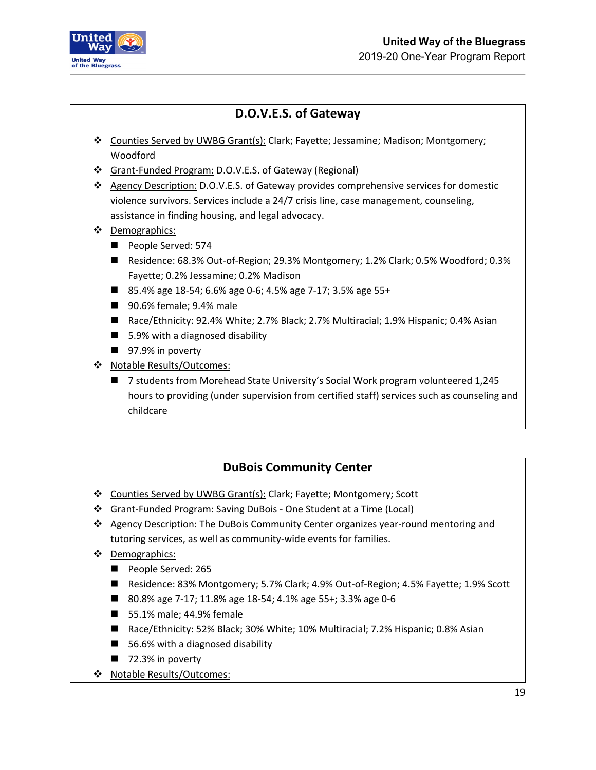## D.O.V.E.S. of Gateway

- Counties Served by UWBG Grant(s): Clark; Fayette; Jessamine; Madison; Montgomery; Woodford
- Grant-Funded Program: D.O.V.E.S. of Gateway (Regional)
- Agency Description: D.O.V.E.S. of Gateway provides comprehensive services for domestic violence survivors. Services include a 24/7 crisis line, case management, counseling, assistance in finding housing, and legal advocacy.
- Demographics:
  - People Served: 574
  - Residence: 68.3% Out-of-Region; 29.3% Montgomery; 1.2% Clark; 0.5% Woodford; 0.3% Fayette; 0.2% Jessamine; 0.2% Madison
  - 85.4% age 18-54; 6.6% age 0-6; 4.5% age 7-17; 3.5% age 55+
  - 90.6% female; 9.4% male
  - Race/Ethnicity: 92.4% White; 2.7% Black; 2.7% Multiracial; 1.9% Hispanic; 0.4% Asian
  - 5.9% with a diagnosed disability
  - 97.9% in poverty
- Notable Results/Outcomes:
  - 7 students from Morehead State University's Social Work program volunteered 1,245 hours to providing (under supervision from certified staff) services such as counseling and childcare

## DuBois Community Center

- Counties Served by UWBG Grant(s): Clark; Fayette; Montgomery; Scott
- Grant-Funded Program: Saving DuBois - One Student at a Time (Local)
- Agency Description: The DuBois Community Center organizes year-round mentoring and tutoring services, as well as community-wide events for families.
- Demographics:
  - People Served: 265
  - Residence: 83% Montgomery; 5.7% Clark; 4.9% Out-of-Region; 4.5% Fayette; 1.9% Scott
  - 80.8% age 7-17; 11.8% age 18-54; 4.1% age 55+; 3.3% age 0-6
  - 55.1% male; 44.9% female
  - Race/Ethnicity: 52% Black; 30% White; 10% Multiracial; 7.2% Hispanic; 0.8% Asian
  - 56.6% with a diagnosed disability
  - 72.3% in poverty
- Notable Results/Outcomes: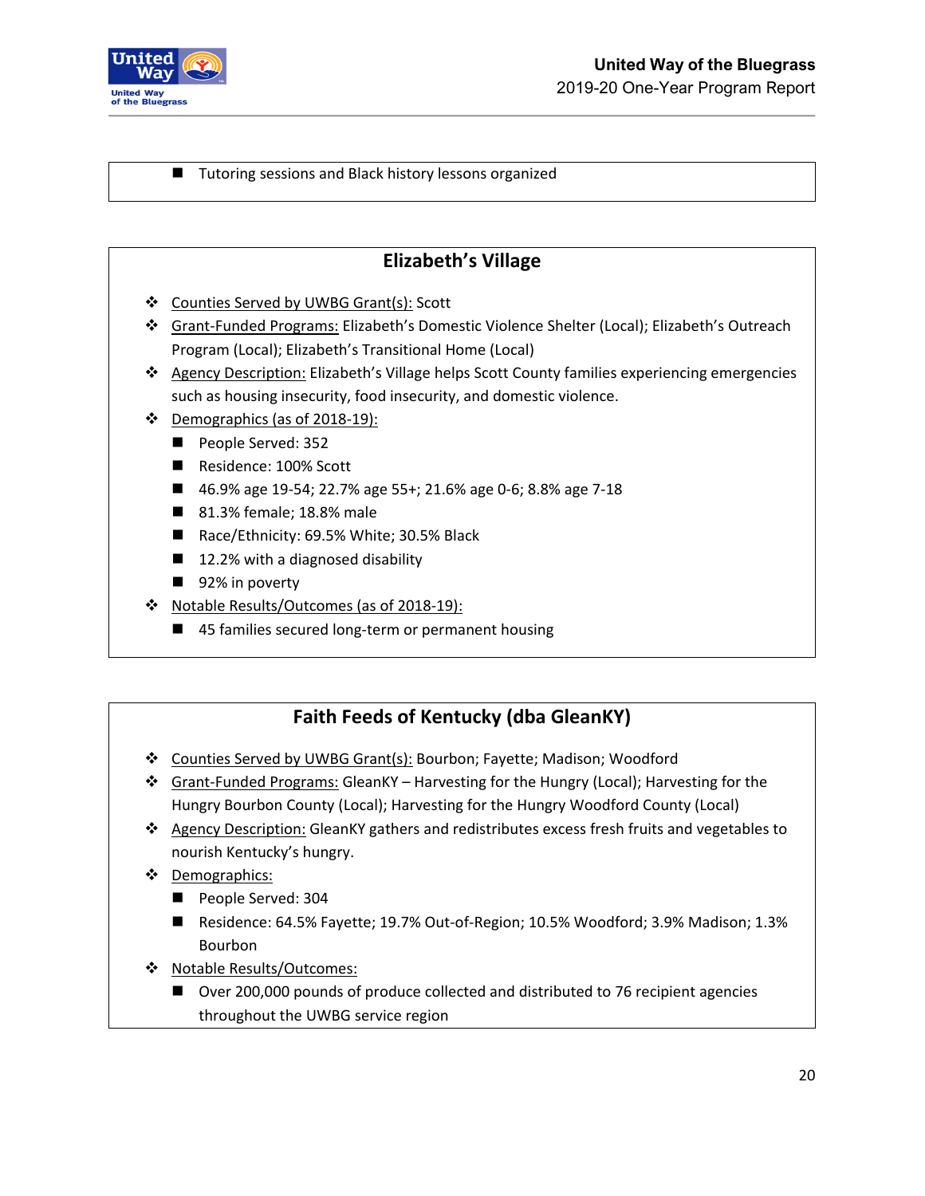- Tutoring sessions and Black history lessons organized

## Elizabeth's Village

- Counties Served by UWBG Grant(s): Scott
- Grant-Funded Programs: Elizabeth's Domestic Violence Shelter (Local); Elizabeth's Outreach Program (Local); Elizabeth's Transitional Home (Local)
- Agency Description: Elizabeth's Village helps Scott County families experiencing emergencies such as housing insecurity, food insecurity, and domestic violence.
- Demographics (as of 2018-19):
  - People Served: 352
  - Residence: 100% Scott
  - 46.9% age 19-54; 22.7% age 55+; 21.6% age 0-6; 8.8% age 7-18
  - 81.3% female; 18.8% male
  - Race/Ethnicity: 69.5% White; 30.5% Black
  - 12.2% with a diagnosed disability
  - 92% in poverty
- Notable Results/Outcomes (as of 2018-19):
  - 45 families secured long-term or permanent housing

## Faith Feeds of Kentucky (dba GleanKY)

- Counties Served by UWBG Grant(s): Bourbon; Fayette; Madison; Woodford
- Grant-Funded Programs: GleanKY – Harvesting for the Hungry (Local); Harvesting for the Hungry Bourbon County (Local); Harvesting for the Hungry Woodford County (Local)
- Agency Description: GleanKY gathers and redistributes excess fresh fruits and vegetables to nourish Kentucky's hungry.
- Demographics:
  - People Served: 304
  - Residence: 64.5% Fayette; 19.7% Out-of-Region; 10.5% Woodford; 3.9% Madison; 1.3% Bourbon
- Notable Results/Outcomes:
  - Over 200,000 pounds of produce collected and distributed to 76 recipient agencies throughout the UWBG service region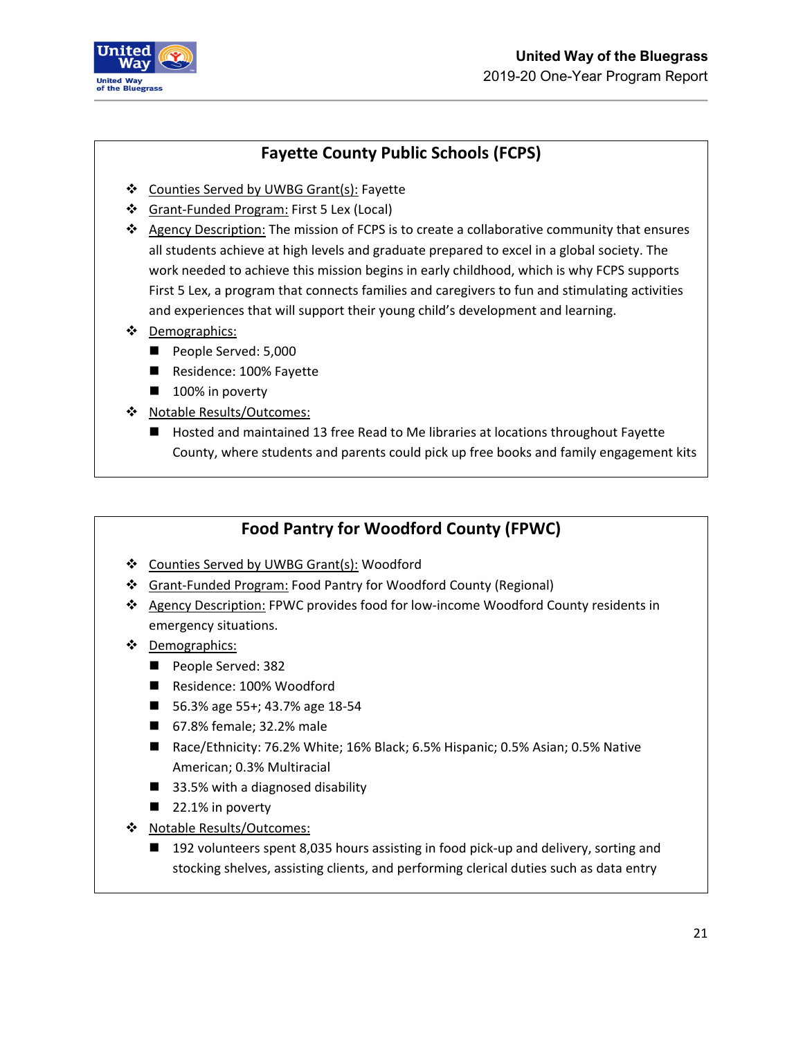## Fayette County Public Schools (FCPS)

- Counties Served by UWBG Grant(s): Fayette
- Grant-Funded Program: First 5 Lex (Local)
- Agency Description: The mission of FCPS is to create a collaborative community that ensures all students achieve at high levels and graduate prepared to excel in a global society. The work needed to achieve this mission begins in early childhood, which is why FCPS supports First 5 Lex, a program that connects families and caregivers to fun and stimulating activities and experiences that will support their young child's development and learning.
- Demographics:
  - People Served: 5,000
  - Residence: 100% Fayette
  - 100% in poverty
- Notable Results/Outcomes:
  - Hosted and maintained 13 free Read to Me libraries at locations throughout Fayette County, where students and parents could pick up free books and family engagement kits

## Food Pantry for Woodford County (FPWC)

- Counties Served by UWBG Grant(s): Woodford
- Grant-Funded Program: Food Pantry for Woodford County (Regional)
- Agency Description: FPWC provides food for low-income Woodford County residents in emergency situations.
- Demographics:
  - People Served: 382
  - Residence: 100% Woodford
  - 56.3% age 55+; 43.7% age 18-54
  - 67.8% female; 32.2% male
  - Race/Ethnicity: 76.2% White; 16% Black; 6.5% Hispanic; 0.5% Asian; 0.5% Native American; 0.3% Multiracial
  - 33.5% with a diagnosed disability
  - 22.1% in poverty
- Notable Results/Outcomes:
  - 192 volunteers spent 8,035 hours assisting in food pick-up and delivery, sorting and stocking shelves, assisting clients, and performing clerical duties such as data entry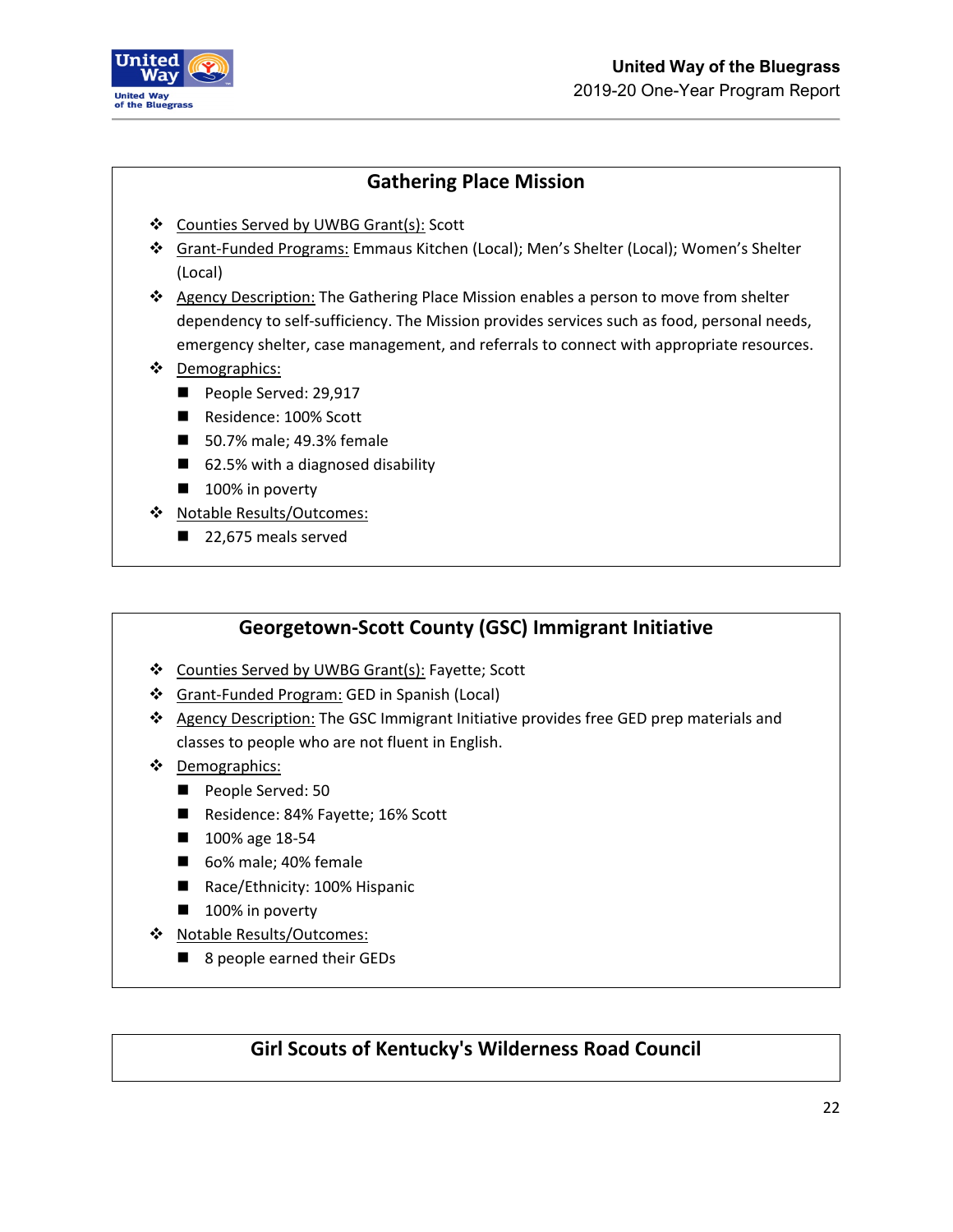## Gathering Place Mission

- Counties Served by UWBG Grant(s): Scott
- Grant-Funded Programs: Emmaus Kitchen (Local); Men's Shelter (Local); Women's Shelter (Local)
- Agency Description: The Gathering Place Mission enables a person to move from shelter dependency to self-sufficiency. The Mission provides services such as food, personal needs, emergency shelter, case management, and referrals to connect with appropriate resources.
- Demographics:
  - People Served: 29,917
  - Residence: 100% Scott
  - 50.7% male; 49.3% female
  - 62.5% with a diagnosed disability
  - 100% in poverty
- Notable Results/Outcomes:
  - 22,675 meals served

## Georgetown-Scott County (GSC) Immigrant Initiative

- Counties Served by UWBG Grant(s): Fayette; Scott
- Grant-Funded Program: GED in Spanish (Local)
- Agency Description: The GSC Immigrant Initiative provides free GED prep materials and classes to people who are not fluent in English.
- Demographics:
  - People Served: 50
  - Residence: 84% Fayette; 16% Scott
  - 100% age 18-54
  - 6o% male; 40% female
  - Race/Ethnicity: 100% Hispanic
  - 100% in poverty
- Notable Results/Outcomes:
  - 8 people earned their GEDs

## Girl Scouts of Kentucky's Wilderness Road Council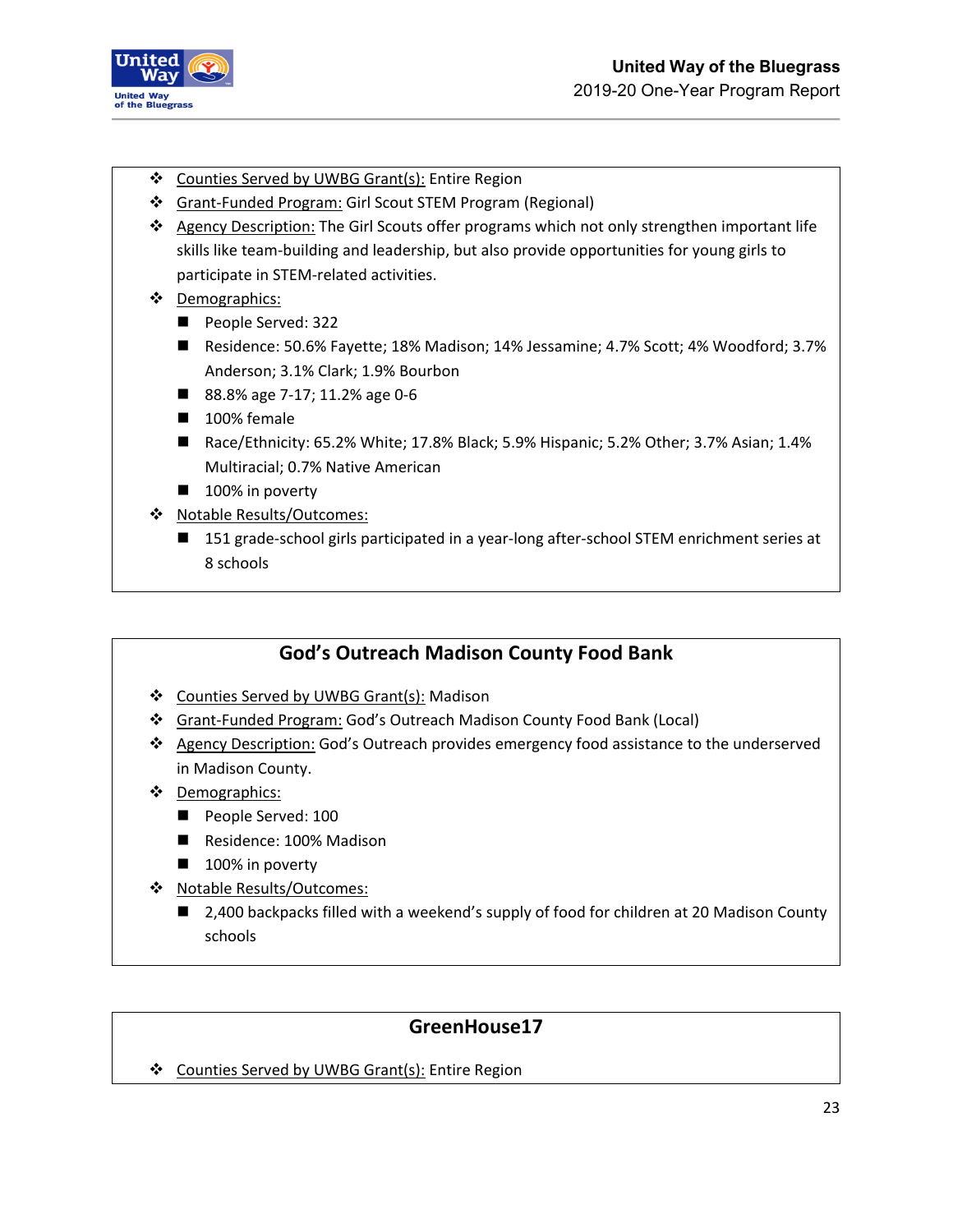- Counties Served by UWBG Grant(s): Entire Region
- Grant-Funded Program: Girl Scout STEM Program (Regional)
- Agency Description: The Girl Scouts offer programs which not only strengthen important life skills like team-building and leadership, but also provide opportunities for young girls to participate in STEM-related activities.
- Demographics:
  - People Served: 322
  - Residence: 50.6% Fayette; 18% Madison; 14% Jessamine; 4.7% Scott; 4% Woodford; 3.7% Anderson; 3.1% Clark; 1.9% Bourbon
  - 88.8% age 7-17; 11.2% age 0-6
  - 100% female
  - Race/Ethnicity: 65.2% White; 17.8% Black; 5.9% Hispanic; 5.2% Other; 3.7% Asian; 1.4% Multiracial; 0.7% Native American
  - 100% in poverty
- Notable Results/Outcomes:
  - 151 grade-school girls participated in a year-long after-school STEM enrichment series at 8 schools

## God's Outreach Madison County Food Bank

- Counties Served by UWBG Grant(s): Madison
- Grant-Funded Program: God's Outreach Madison County Food Bank (Local)
- Agency Description: God's Outreach provides emergency food assistance to the underserved in Madison County.
- Demographics:
  - People Served: 100
  - Residence: 100% Madison
  - 100% in poverty
- Notable Results/Outcomes:
  - 2,400 backpacks filled with a weekend's supply of food for children at 20 Madison County schools

## GreenHouse17

- Counties Served by UWBG Grant(s): Entire Region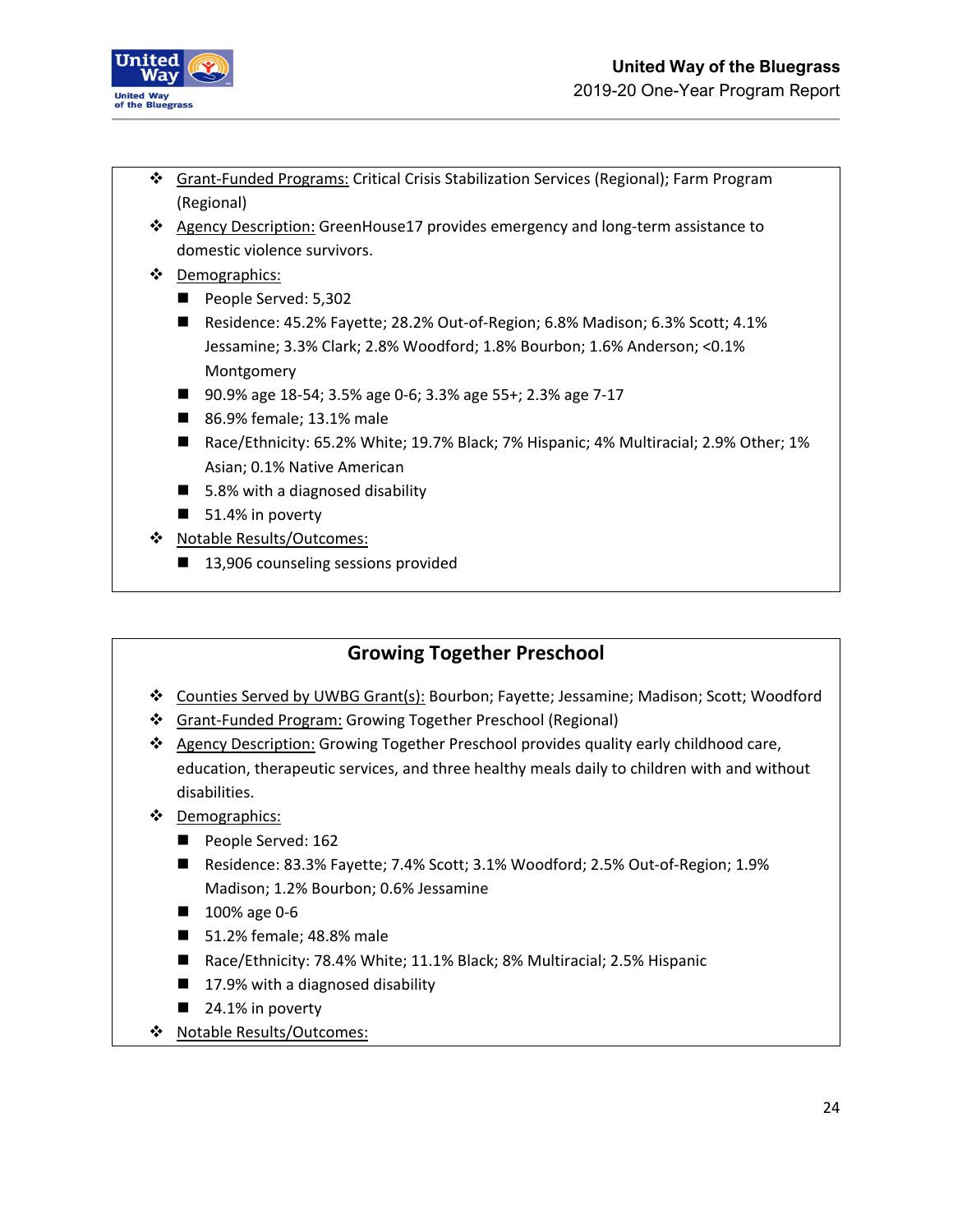- Grant-Funded Programs: Critical Crisis Stabilization Services (Regional); Farm Program (Regional)
- Agency Description: GreenHouse17 provides emergency and long-term assistance to domestic violence survivors.
- Demographics:
  - People Served: 5,302
  - Residence: 45.2% Fayette; 28.2% Out-of-Region; 6.8% Madison; 6.3% Scott; 4.1% Jessamine; 3.3% Clark; 2.8% Woodford; 1.8% Bourbon; 1.6% Anderson; <0.1% Montgomery
  - 90.9% age 18-54; 3.5% age 0-6; 3.3% age 55+; 2.3% age 7-17
  - 86.9% female; 13.1% male
  - Race/Ethnicity: 65.2% White; 19.7% Black; 7% Hispanic; 4% Multiracial; 2.9% Other; 1% Asian; 0.1% Native American
  - 5.8% with a diagnosed disability
  - 51.4% in poverty
- Notable Results/Outcomes:
  - 13,906 counseling sessions provided

## Growing Together Preschool

- Counties Served by UWBG Grant(s): Bourbon; Fayette; Jessamine; Madison; Scott; Woodford
- Grant-Funded Program: Growing Together Preschool (Regional)
- Agency Description: Growing Together Preschool provides quality early childhood care, education, therapeutic services, and three healthy meals daily to children with and without disabilities.
- Demographics:
  - People Served: 162
  - Residence: 83.3% Fayette; 7.4% Scott; 3.1% Woodford; 2.5% Out-of-Region; 1.9% Madison; 1.2% Bourbon; 0.6% Jessamine
  - 100% age 0-6
  - 51.2% female; 48.8% male
  - Race/Ethnicity: 78.4% White; 11.1% Black; 8% Multiracial; 2.5% Hispanic
  - 17.9% with a diagnosed disability
  - 24.1% in poverty
- Notable Results/Outcomes: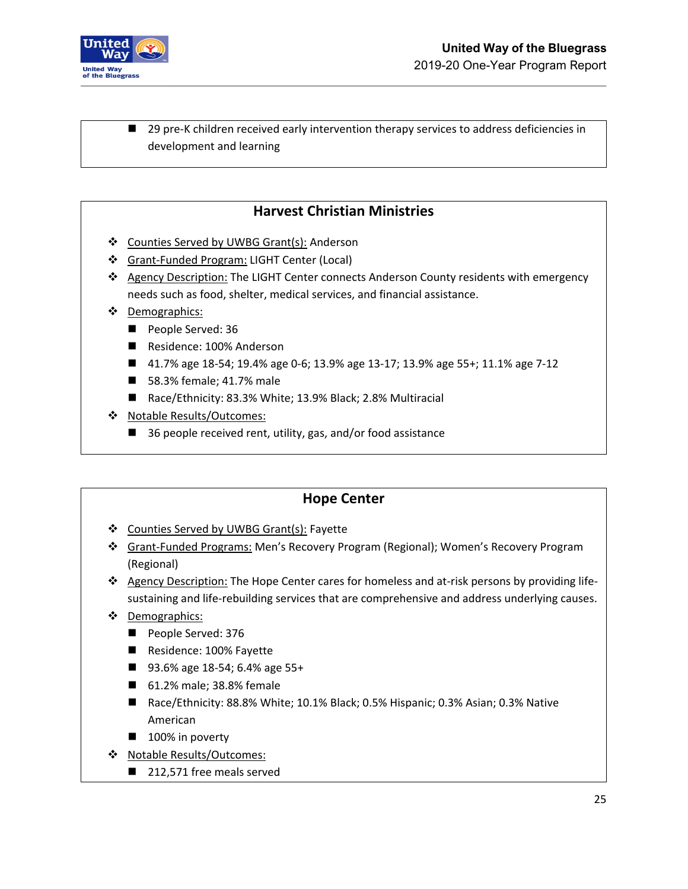- 29 pre-K children received early intervention therapy services to address deficiencies in development and learning

## Harvest Christian Ministries

- Counties Served by UWBG Grant(s): Anderson
- Grant-Funded Program: LIGHT Center (Local)
- Agency Description: The LIGHT Center connects Anderson County residents with emergency needs such as food, shelter, medical services, and financial assistance.
- Demographics:
  - People Served: 36
  - Residence: 100% Anderson
  - 41.7% age 18-54; 19.4% age 0-6; 13.9% age 13-17; 13.9% age 55+; 11.1% age 7-12
  - 58.3% female; 41.7% male
  - Race/Ethnicity: 83.3% White; 13.9% Black; 2.8% Multiracial
- Notable Results/Outcomes:
  - 36 people received rent, utility, gas, and/or food assistance

## Hope Center

- Counties Served by UWBG Grant(s): Fayette
- Grant-Funded Programs: Men's Recovery Program (Regional); Women's Recovery Program (Regional)
- Agency Description: The Hope Center cares for homeless and at-risk persons by providing life-sustaining and life-rebuilding services that are comprehensive and address underlying causes.
- Demographics:
  - People Served: 376
  - Residence: 100% Fayette
  - 93.6% age 18-54; 6.4% age 55+
  - 61.2% male; 38.8% female
  - Race/Ethnicity: 88.8% White; 10.1% Black; 0.5% Hispanic; 0.3% Asian; 0.3% Native American
  - 100% in poverty
- Notable Results/Outcomes:
  - 212,571 free meals served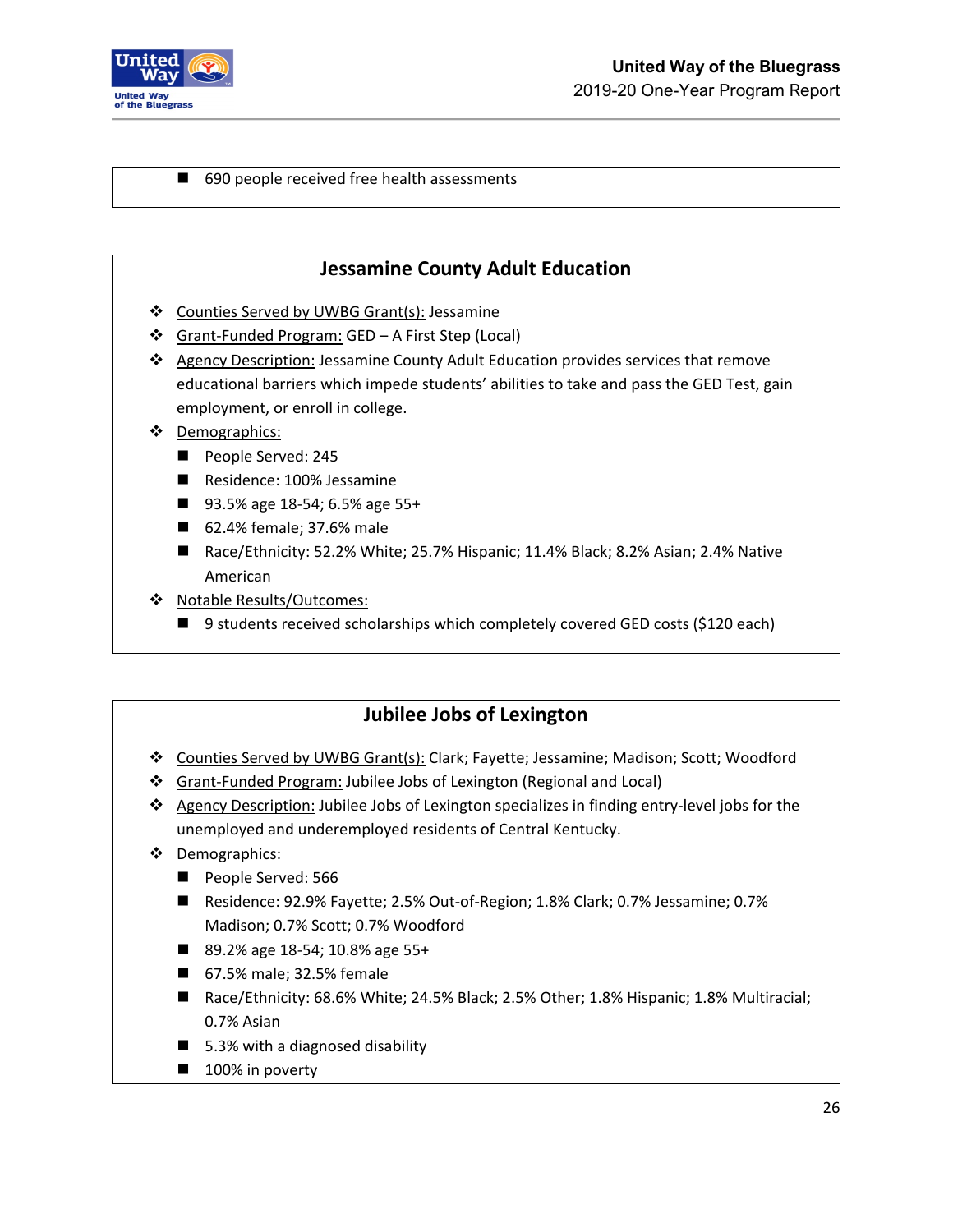- 690 people received free health assessments

## Jessamine County Adult Education

- Counties Served by UWBG Grant(s): Jessamine
- Grant-Funded Program: GED – A First Step (Local)
- Agency Description: Jessamine County Adult Education provides services that remove educational barriers which impede students' abilities to take and pass the GED Test, gain employment, or enroll in college.
- Demographics:
  - People Served: 245
  - Residence: 100% Jessamine
  - 93.5% age 18-54; 6.5% age 55+
  - 62.4% female; 37.6% male
  - Race/Ethnicity: 52.2% White; 25.7% Hispanic; 11.4% Black; 8.2% Asian; 2.4% Native American
- Notable Results/Outcomes:
  - 9 students received scholarships which completely covered GED costs ($120 each)

## Jubilee Jobs of Lexington

- Counties Served by UWBG Grant(s): Clark; Fayette; Jessamine; Madison; Scott; Woodford
- Grant-Funded Program: Jubilee Jobs of Lexington (Regional and Local)
- Agency Description: Jubilee Jobs of Lexington specializes in finding entry-level jobs for the unemployed and underemployed residents of Central Kentucky.
- Demographics:
  - People Served: 566
  - Residence: 92.9% Fayette; 2.5% Out-of-Region; 1.8% Clark; 0.7% Jessamine; 0.7% Madison; 0.7% Scott; 0.7% Woodford
  - 89.2% age 18-54; 10.8% age 55+
  - 67.5% male; 32.5% female
  - Race/Ethnicity: 68.6% White; 24.5% Black; 2.5% Other; 1.8% Hispanic; 1.8% Multiracial; 0.7% Asian
  - 5.3% with a diagnosed disability
  - 100% in poverty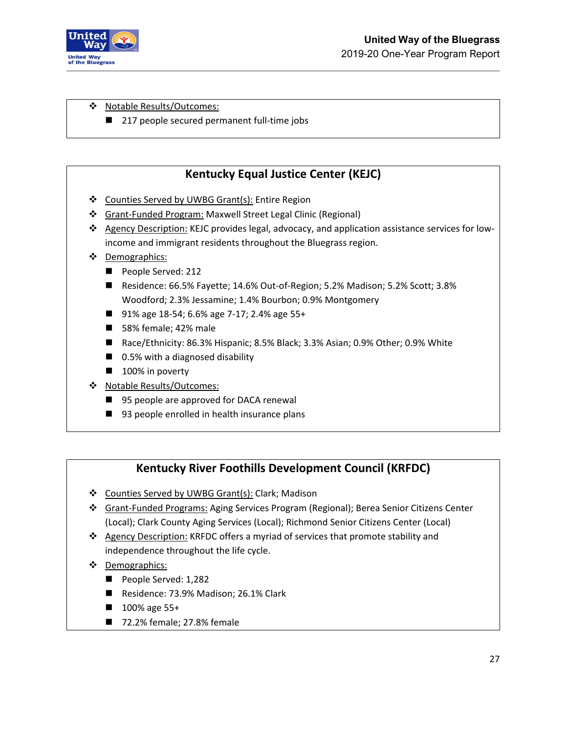- Notable Results/Outcomes:
  - 217 people secured permanent full-time jobs

## Kentucky Equal Justice Center (KEJC)

- Counties Served by UWBG Grant(s): Entire Region
- Grant-Funded Program: Maxwell Street Legal Clinic (Regional)
- Agency Description: KEJC provides legal, advocacy, and application assistance services for low-income and immigrant residents throughout the Bluegrass region.
- Demographics:
  - People Served: 212
  - Residence: 66.5% Fayette; 14.6% Out-of-Region; 5.2% Madison; 5.2% Scott; 3.8% Woodford; 2.3% Jessamine; 1.4% Bourbon; 0.9% Montgomery
  - 91% age 18-54; 6.6% age 7-17; 2.4% age 55+
  - 58% female; 42% male
  - Race/Ethnicity: 86.3% Hispanic; 8.5% Black; 3.3% Asian; 0.9% Other; 0.9% White
  - 0.5% with a diagnosed disability
  - 100% in poverty
- Notable Results/Outcomes:
  - 95 people are approved for DACA renewal
  - 93 people enrolled in health insurance plans

## Kentucky River Foothills Development Council (KRFDC)

- Counties Served by UWBG Grant(s): Clark; Madison
- Grant-Funded Programs: Aging Services Program (Regional); Berea Senior Citizens Center (Local); Clark County Aging Services (Local); Richmond Senior Citizens Center (Local)
- Agency Description: KRFDC offers a myriad of services that promote stability and independence throughout the life cycle.
- Demographics:
  - People Served: 1,282
  - Residence: 73.9% Madison; 26.1% Clark
  - 100% age 55+
  - 72.2% female; 27.8% female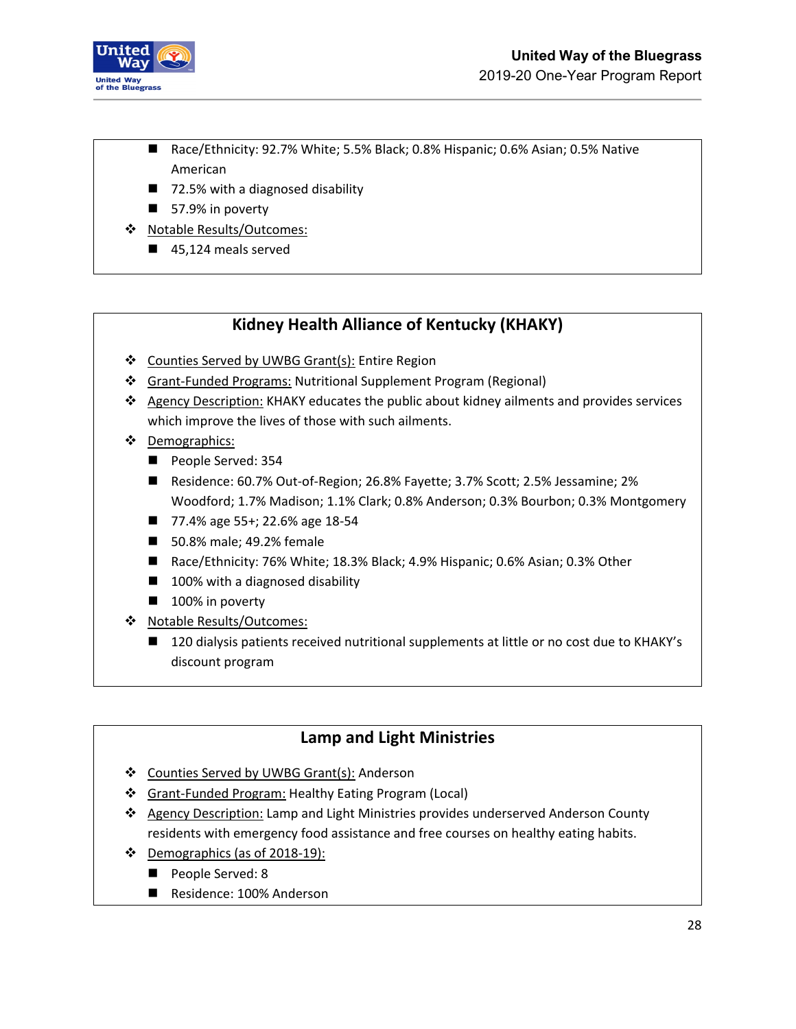- Race/Ethnicity: 92.7% White; 5.5% Black; 0.8% Hispanic; 0.6% Asian; 0.5% Native American
  - 72.5% with a diagnosed disability
  - 57.9% in poverty
- Notable Results/Outcomes:
  - 45,124 meals served

## Kidney Health Alliance of Kentucky (KHAKY)

- Counties Served by UWBG Grant(s): Entire Region
- Grant-Funded Programs: Nutritional Supplement Program (Regional)
- Agency Description: KHAKY educates the public about kidney ailments and provides services which improve the lives of those with such ailments.
- Demographics:
  - People Served: 354
  - Residence: 60.7% Out-of-Region; 26.8% Fayette; 3.7% Scott; 2.5% Jessamine; 2% Woodford; 1.7% Madison; 1.1% Clark; 0.8% Anderson; 0.3% Bourbon; 0.3% Montgomery
  - 77.4% age 55+; 22.6% age 18-54
  - 50.8% male; 49.2% female
  - Race/Ethnicity: 76% White; 18.3% Black; 4.9% Hispanic; 0.6% Asian; 0.3% Other
  - 100% with a diagnosed disability
  - 100% in poverty
- Notable Results/Outcomes:
  - 120 dialysis patients received nutritional supplements at little or no cost due to KHAKY's discount program

## Lamp and Light Ministries

- Counties Served by UWBG Grant(s): Anderson
- Grant-Funded Program: Healthy Eating Program (Local)
- Agency Description: Lamp and Light Ministries provides underserved Anderson County residents with emergency food assistance and free courses on healthy eating habits.
- Demographics (as of 2018-19):
  - People Served: 8
  - Residence: 100% Anderson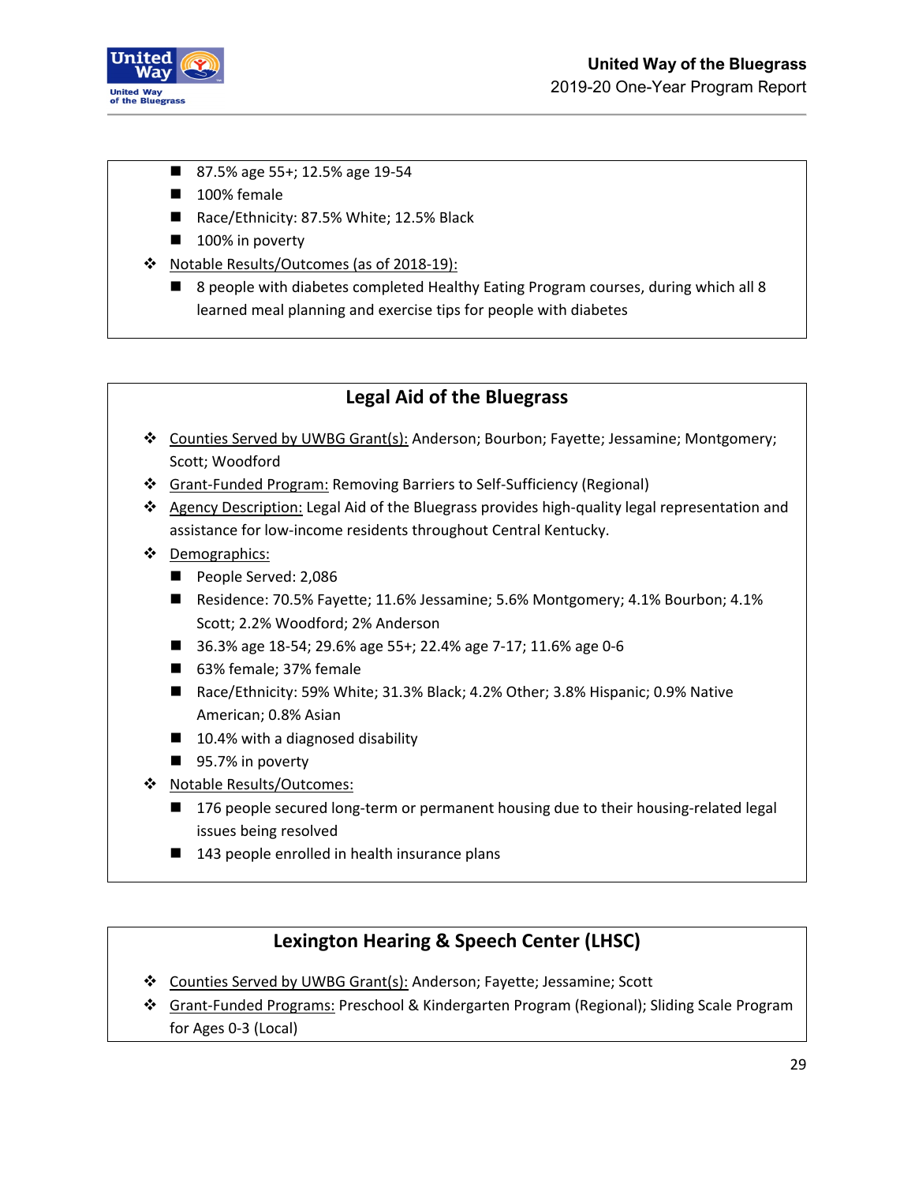- 87.5% age 55+; 12.5% age 19-54
  - 100% female
  - Race/Ethnicity: 87.5% White; 12.5% Black
  - 100% in poverty
- Notable Results/Outcomes (as of 2018-19):
  - 8 people with diabetes completed Healthy Eating Program courses, during which all 8 learned meal planning and exercise tips for people with diabetes

## Legal Aid of the Bluegrass

- Counties Served by UWBG Grant(s): Anderson; Bourbon; Fayette; Jessamine; Montgomery; Scott; Woodford
- Grant-Funded Program: Removing Barriers to Self-Sufficiency (Regional)
- Agency Description: Legal Aid of the Bluegrass provides high-quality legal representation and assistance for low-income residents throughout Central Kentucky.
- Demographics:
  - People Served: 2,086
  - Residence: 70.5% Fayette; 11.6% Jessamine; 5.6% Montgomery; 4.1% Bourbon; 4.1% Scott; 2.2% Woodford; 2% Anderson
  - 36.3% age 18-54; 29.6% age 55+; 22.4% age 7-17; 11.6% age 0-6
  - 63% female; 37% female
  - Race/Ethnicity: 59% White; 31.3% Black; 4.2% Other; 3.8% Hispanic; 0.9% Native American; 0.8% Asian
  - 10.4% with a diagnosed disability
  - 95.7% in poverty
- Notable Results/Outcomes:
  - 176 people secured long-term or permanent housing due to their housing-related legal issues being resolved
  - 143 people enrolled in health insurance plans

## Lexington Hearing & Speech Center (LHSC)

- Counties Served by UWBG Grant(s): Anderson; Fayette; Jessamine; Scott
- Grant-Funded Programs: Preschool & Kindergarten Program (Regional); Sliding Scale Program for Ages 0-3 (Local)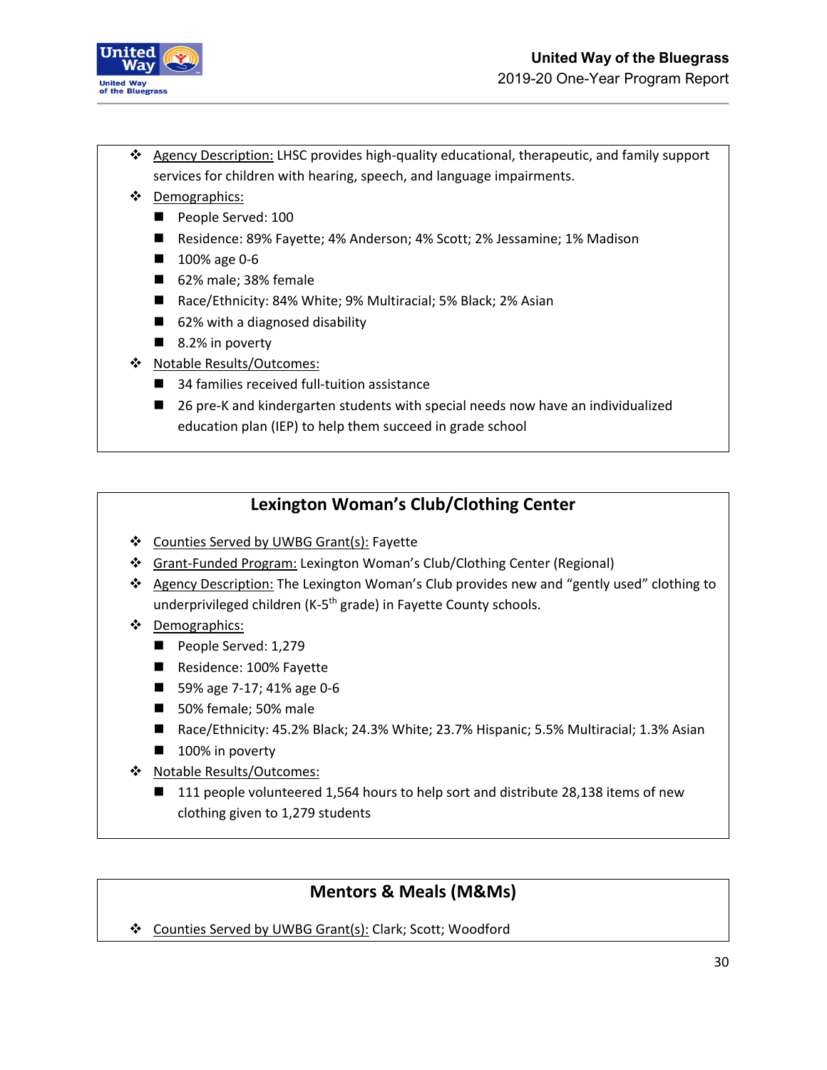- Agency Description: LHSC provides high-quality educational, therapeutic, and family support services for children with hearing, speech, and language impairments.
- Demographics:
  - People Served: 100
  - Residence: 89% Fayette; 4% Anderson; 4% Scott; 2% Jessamine; 1% Madison
  - 100% age 0-6
  - 62% male; 38% female
  - Race/Ethnicity: 84% White; 9% Multiracial; 5% Black; 2% Asian
  - 62% with a diagnosed disability
  - 8.2% in poverty
- Notable Results/Outcomes:
  - 34 families received full-tuition assistance
  - 26 pre-K and kindergarten students with special needs now have an individualized education plan (IEP) to help them succeed in grade school

## Lexington Woman's Club/Clothing Center

- Counties Served by UWBG Grant(s): Fayette
- Grant-Funded Program: Lexington Woman's Club/Clothing Center (Regional)
- Agency Description: The Lexington Woman's Club provides new and "gently used" clothing to underprivileged children (K-5th grade) in Fayette County schools.
- Demographics:
  - People Served: 1,279
  - Residence: 100% Fayette
  - 59% age 7-17; 41% age 0-6
  - 50% female; 50% male
  - Race/Ethnicity: 45.2% Black; 24.3% White; 23.7% Hispanic; 5.5% Multiracial; 1.3% Asian
  - 100% in poverty
- Notable Results/Outcomes:
  - 111 people volunteered 1,564 hours to help sort and distribute 28,138 items of new clothing given to 1,279 students

## Mentors & Meals (M&Ms)

- Counties Served by UWBG Grant(s): Clark; Scott; Woodford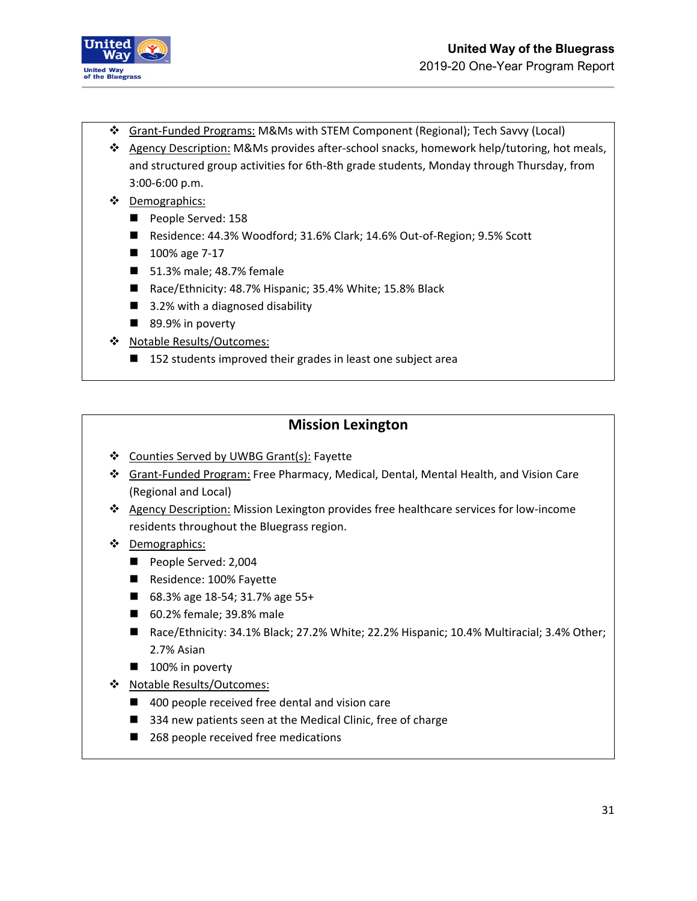- Grant-Funded Programs: M&Ms with STEM Component (Regional); Tech Savvy (Local)
- Agency Description: M&Ms provides after-school snacks, homework help/tutoring, hot meals, and structured group activities for 6th-8th grade students, Monday through Thursday, from 3:00-6:00 p.m.
- Demographics:
  - People Served: 158
  - Residence: 44.3% Woodford; 31.6% Clark; 14.6% Out-of-Region; 9.5% Scott
  - 100% age 7-17
  - 51.3% male; 48.7% female
  - Race/Ethnicity: 48.7% Hispanic; 35.4% White; 15.8% Black
  - 3.2% with a diagnosed disability
  - 89.9% in poverty
- Notable Results/Outcomes:
  - 152 students improved their grades in least one subject area

## Mission Lexington

- Counties Served by UWBG Grant(s): Fayette
- Grant-Funded Program: Free Pharmacy, Medical, Dental, Mental Health, and Vision Care (Regional and Local)
- Agency Description: Mission Lexington provides free healthcare services for low-income residents throughout the Bluegrass region.
- Demographics:
  - People Served: 2,004
  - Residence: 100% Fayette
  - 68.3% age 18-54; 31.7% age 55+
  - 60.2% female; 39.8% male
  - Race/Ethnicity: 34.1% Black; 27.2% White; 22.2% Hispanic; 10.4% Multiracial; 3.4% Other; 2.7% Asian
  - 100% in poverty
- Notable Results/Outcomes:
  - 400 people received free dental and vision care
  - 334 new patients seen at the Medical Clinic, free of charge
  - 268 people received free medications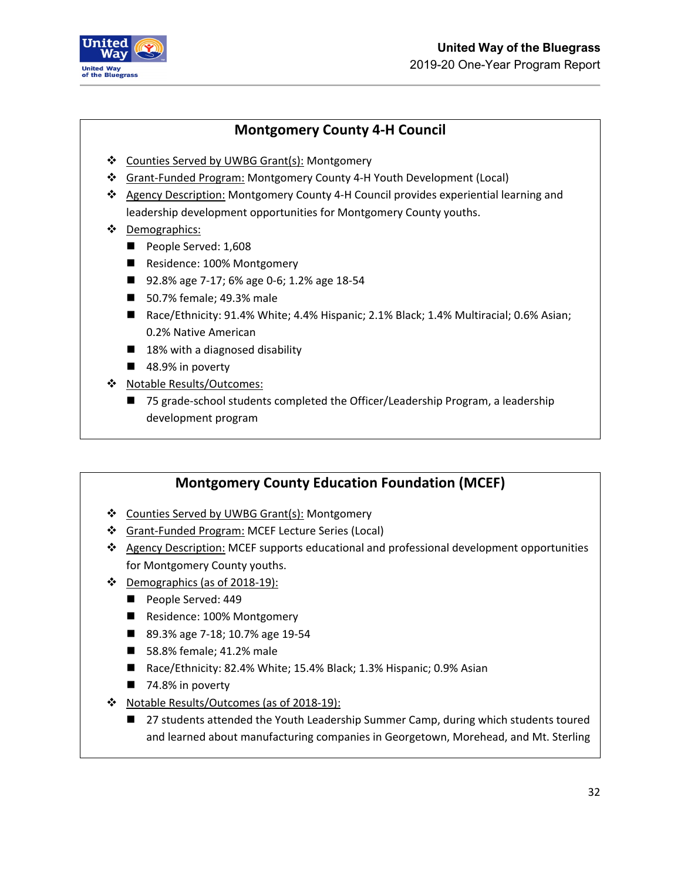## Montgomery County 4-H Council

- Counties Served by UWBG Grant(s): Montgomery
- Grant-Funded Program: Montgomery County 4-H Youth Development (Local)
- Agency Description: Montgomery County 4-H Council provides experiential learning and leadership development opportunities for Montgomery County youths.
- Demographics:
  - People Served: 1,608
  - Residence: 100% Montgomery
  - 92.8% age 7-17; 6% age 0-6; 1.2% age 18-54
  - 50.7% female; 49.3% male
  - Race/Ethnicity: 91.4% White; 4.4% Hispanic; 2.1% Black; 1.4% Multiracial; 0.6% Asian; 0.2% Native American
  - 18% with a diagnosed disability
  - 48.9% in poverty
- Notable Results/Outcomes:
  - 75 grade-school students completed the Officer/Leadership Program, a leadership development program

## Montgomery County Education Foundation (MCEF)

- Counties Served by UWBG Grant(s): Montgomery
- Grant-Funded Program: MCEF Lecture Series (Local)
- Agency Description: MCEF supports educational and professional development opportunities for Montgomery County youths.
- Demographics (as of 2018-19):
  - People Served: 449
  - Residence: 100% Montgomery
  - 89.3% age 7-18; 10.7% age 19-54
  - 58.8% female; 41.2% male
  - Race/Ethnicity: 82.4% White; 15.4% Black; 1.3% Hispanic; 0.9% Asian
  - 74.8% in poverty
- Notable Results/Outcomes (as of 2018-19):
  - 27 students attended the Youth Leadership Summer Camp, during which students toured and learned about manufacturing companies in Georgetown, Morehead, and Mt. Sterling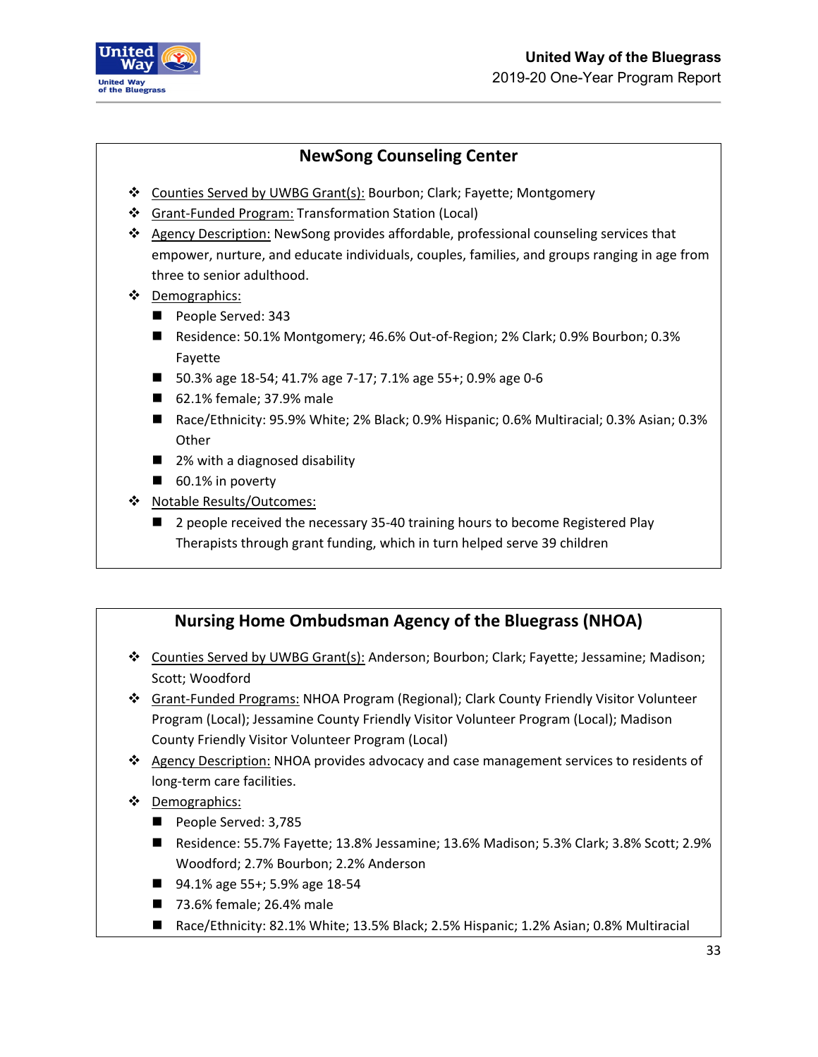## NewSong Counseling Center

- Counties Served by UWBG Grant(s): Bourbon; Clark; Fayette; Montgomery
- Grant-Funded Program: Transformation Station (Local)
- Agency Description: NewSong provides affordable, professional counseling services that empower, nurture, and educate individuals, couples, families, and groups ranging in age from three to senior adulthood.
- Demographics:
  - People Served: 343
  - Residence: 50.1% Montgomery; 46.6% Out-of-Region; 2% Clark; 0.9% Bourbon; 0.3% Fayette
  - 50.3% age 18-54; 41.7% age 7-17; 7.1% age 55+; 0.9% age 0-6
  - 62.1% female; 37.9% male
  - Race/Ethnicity: 95.9% White; 2% Black; 0.9% Hispanic; 0.6% Multiracial; 0.3% Asian; 0.3% Other
  - 2% with a diagnosed disability
  - 60.1% in poverty
- Notable Results/Outcomes:
  - 2 people received the necessary 35-40 training hours to become Registered Play Therapists through grant funding, which in turn helped serve 39 children

## Nursing Home Ombudsman Agency of the Bluegrass (NHOA)

- Counties Served by UWBG Grant(s): Anderson; Bourbon; Clark; Fayette; Jessamine; Madison; Scott; Woodford
- Grant-Funded Programs: NHOA Program (Regional); Clark County Friendly Visitor Volunteer Program (Local); Jessamine County Friendly Visitor Volunteer Program (Local); Madison County Friendly Visitor Volunteer Program (Local)
- Agency Description: NHOA provides advocacy and case management services to residents of long-term care facilities.
- Demographics:
  - People Served: 3,785
  - Residence: 55.7% Fayette; 13.8% Jessamine; 13.6% Madison; 5.3% Clark; 3.8% Scott; 2.9% Woodford; 2.7% Bourbon; 2.2% Anderson
  - 94.1% age 55+; 5.9% age 18-54
  - 73.6% female; 26.4% male
  - Race/Ethnicity: 82.1% White; 13.5% Black; 2.5% Hispanic; 1.2% Asian; 0.8% Multiracial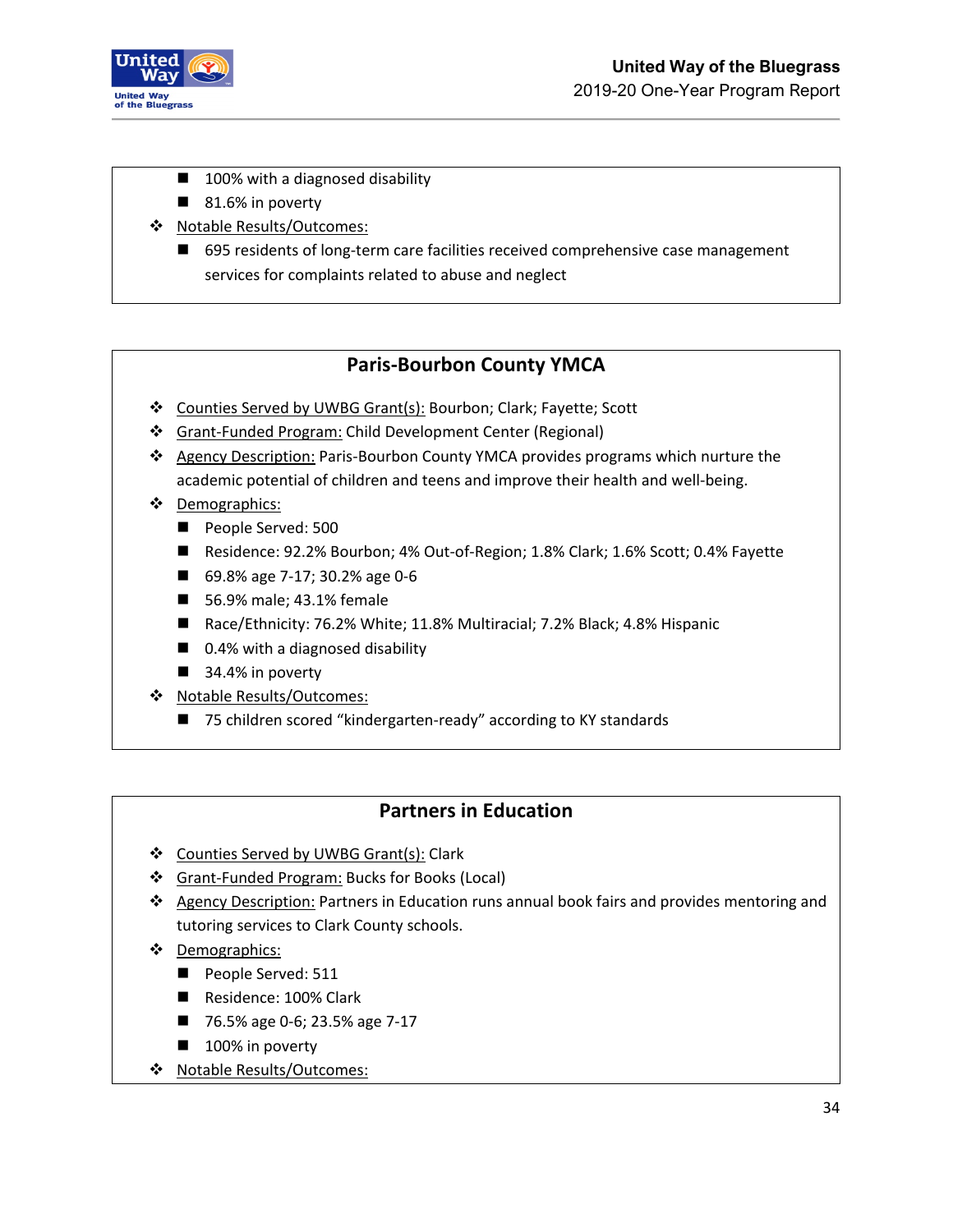- 100% with a diagnosed disability
- 81.6% in poverty

- Notable Results/Outcomes:
  - 695 residents of long-term care facilities received comprehensive case management services for complaints related to abuse and neglect

## Paris-Bourbon County YMCA

- Counties Served by UWBG Grant(s): Bourbon; Clark; Fayette; Scott
- Grant-Funded Program: Child Development Center (Regional)
- Agency Description: Paris-Bourbon County YMCA provides programs which nurture the academic potential of children and teens and improve their health and well-being.
- Demographics:
  - People Served: 500
  - Residence: 92.2% Bourbon; 4% Out-of-Region; 1.8% Clark; 1.6% Scott; 0.4% Fayette
  - 69.8% age 7-17; 30.2% age 0-6
  - 56.9% male; 43.1% female
  - Race/Ethnicity: 76.2% White; 11.8% Multiracial; 7.2% Black; 4.8% Hispanic
  - 0.4% with a diagnosed disability
  - 34.4% in poverty
- Notable Results/Outcomes:
  - 75 children scored "kindergarten-ready" according to KY standards

## Partners in Education

- Counties Served by UWBG Grant(s): Clark
- Grant-Funded Program: Bucks for Books (Local)
- Agency Description: Partners in Education runs annual book fairs and provides mentoring and tutoring services to Clark County schools.
- Demographics:
  - People Served: 511
  - Residence: 100% Clark
  - 76.5% age 0-6; 23.5% age 7-17
  - 100% in poverty
- Notable Results/Outcomes: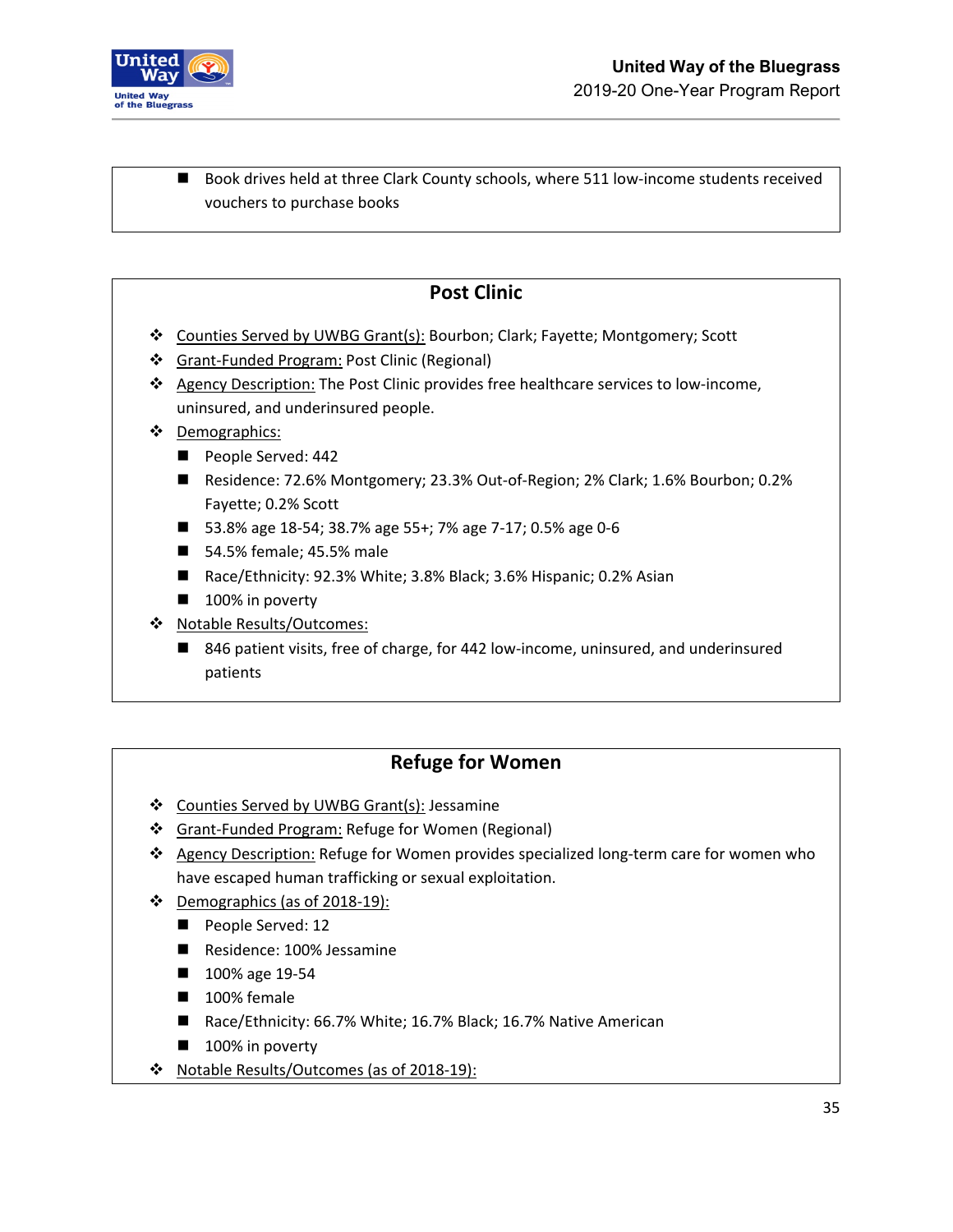- Book drives held at three Clark County schools, where 511 low-income students received vouchers to purchase books

## Post Clinic

- Counties Served by UWBG Grant(s): Bourbon; Clark; Fayette; Montgomery; Scott
- Grant-Funded Program: Post Clinic (Regional)
- Agency Description: The Post Clinic provides free healthcare services to low-income, uninsured, and underinsured people.
- Demographics:
  - People Served: 442
  - Residence: 72.6% Montgomery; 23.3% Out-of-Region; 2% Clark; 1.6% Bourbon; 0.2% Fayette; 0.2% Scott
  - 53.8% age 18-54; 38.7% age 55+; 7% age 7-17; 0.5% age 0-6
  - 54.5% female; 45.5% male
  - Race/Ethnicity: 92.3% White; 3.8% Black; 3.6% Hispanic; 0.2% Asian
  - 100% in poverty
- Notable Results/Outcomes:
  - 846 patient visits, free of charge, for 442 low-income, uninsured, and underinsured patients

## Refuge for Women

- Counties Served by UWBG Grant(s): Jessamine
- Grant-Funded Program: Refuge for Women (Regional)
- Agency Description: Refuge for Women provides specialized long-term care for women who have escaped human trafficking or sexual exploitation.
- Demographics (as of 2018-19):
  - People Served: 12
  - Residence: 100% Jessamine
  - 100% age 19-54
  - 100% female
  - Race/Ethnicity: 66.7% White; 16.7% Black; 16.7% Native American
  - 100% in poverty
- Notable Results/Outcomes (as of 2018-19):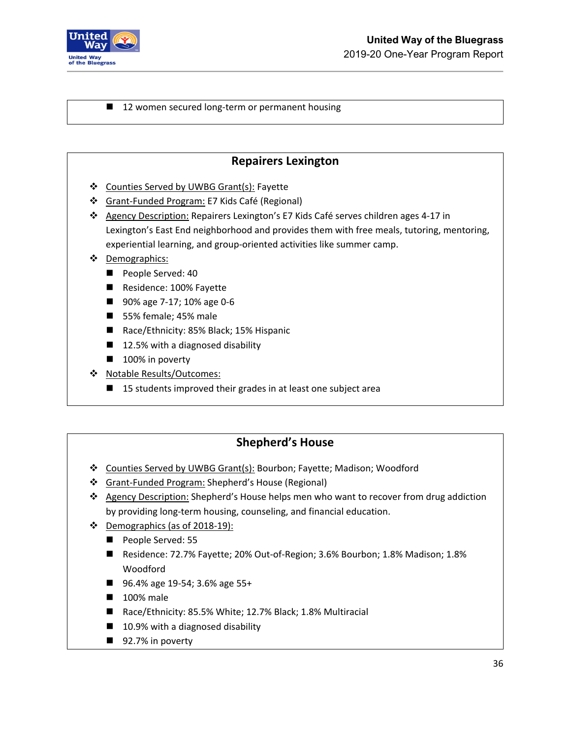- 12 women secured long-term or permanent housing

## Repairers Lexington

- Counties Served by UWBG Grant(s): Fayette
- Grant-Funded Program: E7 Kids Café (Regional)
- Agency Description: Repairers Lexington's E7 Kids Café serves children ages 4-17 in Lexington's East End neighborhood and provides them with free meals, tutoring, mentoring, experiential learning, and group-oriented activities like summer camp.
- Demographics:
  - People Served: 40
  - Residence: 100% Fayette
  - 90% age 7-17; 10% age 0-6
  - 55% female; 45% male
  - Race/Ethnicity: 85% Black; 15% Hispanic
  - 12.5% with a diagnosed disability
  - 100% in poverty
- Notable Results/Outcomes:
  - 15 students improved their grades in at least one subject area

## Shepherd's House

- Counties Served by UWBG Grant(s): Bourbon; Fayette; Madison; Woodford
- Grant-Funded Program: Shepherd's House (Regional)
- Agency Description: Shepherd's House helps men who want to recover from drug addiction by providing long-term housing, counseling, and financial education.
- Demographics (as of 2018-19):
  - People Served: 55
  - Residence: 72.7% Fayette; 20% Out-of-Region; 3.6% Bourbon; 1.8% Madison; 1.8% Woodford
  - 96.4% age 19-54; 3.6% age 55+
  - 100% male
  - Race/Ethnicity: 85.5% White; 12.7% Black; 1.8% Multiracial
  - 10.9% with a diagnosed disability
  - 92.7% in poverty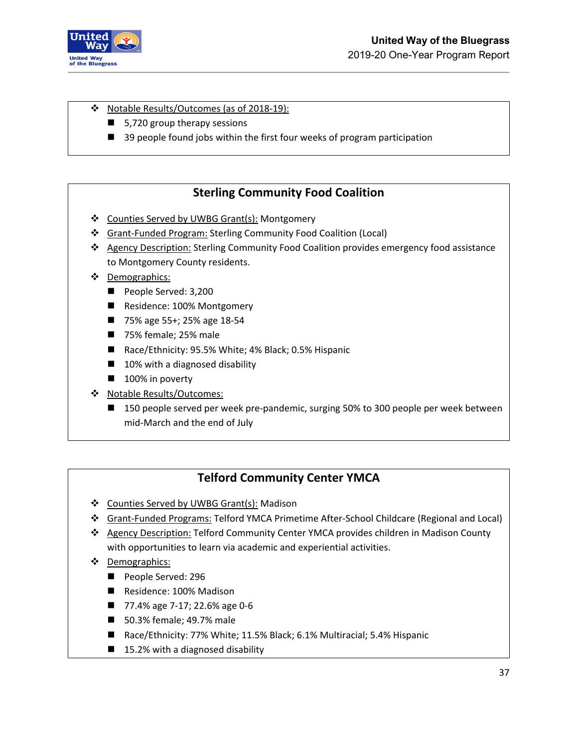- Notable Results/Outcomes (as of 2018-19):
  - 5,720 group therapy sessions
  - 39 people found jobs within the first four weeks of program participation

## Sterling Community Food Coalition

- Counties Served by UWBG Grant(s): Montgomery
- Grant-Funded Program: Sterling Community Food Coalition (Local)
- Agency Description: Sterling Community Food Coalition provides emergency food assistance to Montgomery County residents.
- Demographics:
  - People Served: 3,200
  - Residence: 100% Montgomery
  - 75% age 55+; 25% age 18-54
  - 75% female; 25% male
  - Race/Ethnicity: 95.5% White; 4% Black; 0.5% Hispanic
  - 10% with a diagnosed disability
  - 100% in poverty
- Notable Results/Outcomes:
  - 150 people served per week pre-pandemic, surging 50% to 300 people per week between mid-March and the end of July

## Telford Community Center YMCA

- Counties Served by UWBG Grant(s): Madison
- Grant-Funded Programs: Telford YMCA Primetime After-School Childcare (Regional and Local)
- Agency Description: Telford Community Center YMCA provides children in Madison County with opportunities to learn via academic and experiential activities.
- Demographics:
  - People Served: 296
  - Residence: 100% Madison
  - 77.4% age 7-17; 22.6% age 0-6
  - 50.3% female; 49.7% male
  - Race/Ethnicity: 77% White; 11.5% Black; 6.1% Multiracial; 5.4% Hispanic
  - 15.2% with a diagnosed disability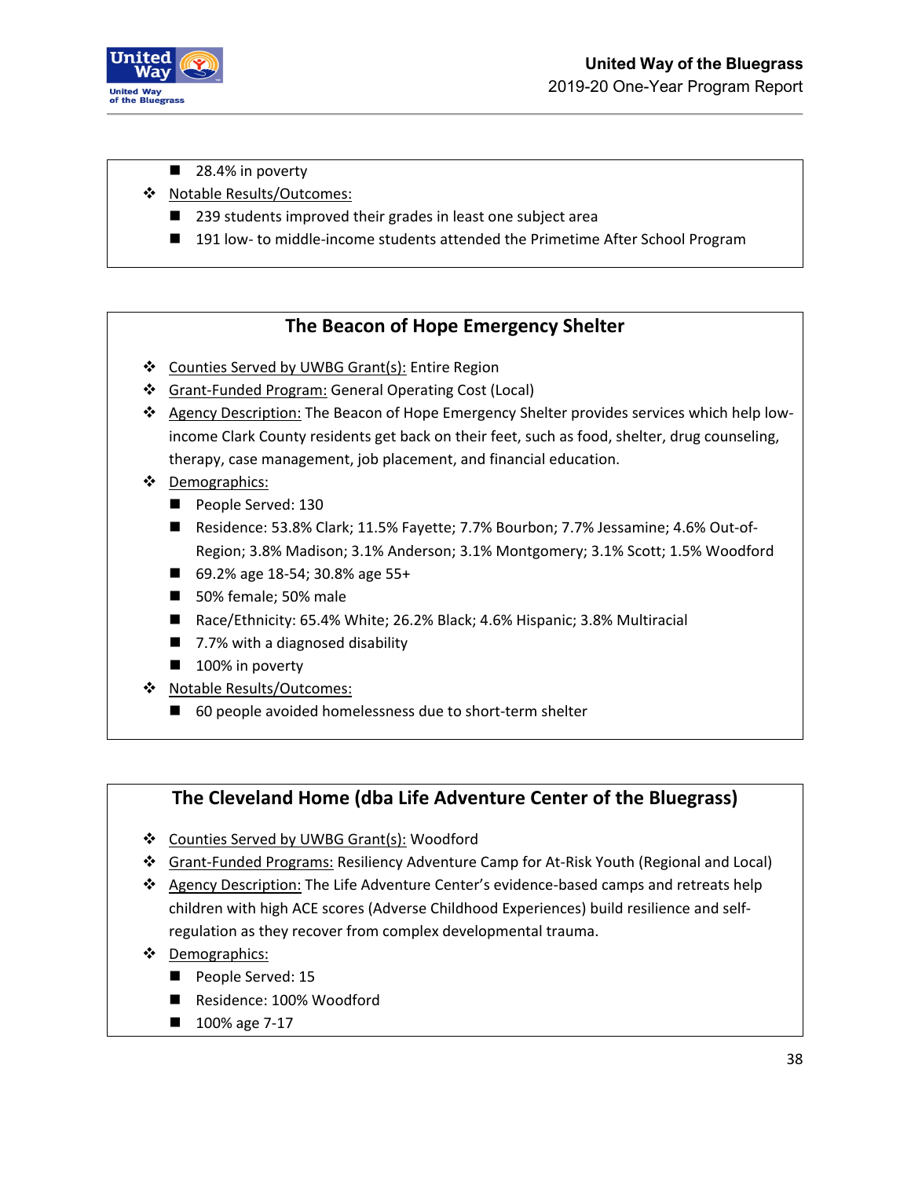- 28.4% in poverty

- Notable Results/Outcomes:
  - 239 students improved their grades in least one subject area
  - 191 low- to middle-income students attended the Primetime After School Program

## The Beacon of Hope Emergency Shelter

- Counties Served by UWBG Grant(s): Entire Region
- Grant-Funded Program: General Operating Cost (Local)
- Agency Description: The Beacon of Hope Emergency Shelter provides services which help low-income Clark County residents get back on their feet, such as food, shelter, drug counseling, therapy, case management, job placement, and financial education.
- Demographics:
  - People Served: 130
  - Residence: 53.8% Clark; 11.5% Fayette; 7.7% Bourbon; 7.7% Jessamine; 4.6% Out-of-Region; 3.8% Madison; 3.1% Anderson; 3.1% Montgomery; 3.1% Scott; 1.5% Woodford
  - 69.2% age 18-54; 30.8% age 55+
  - 50% female; 50% male
  - Race/Ethnicity: 65.4% White; 26.2% Black; 4.6% Hispanic; 3.8% Multiracial
  - 7.7% with a diagnosed disability
  - 100% in poverty
- Notable Results/Outcomes:
  - 60 people avoided homelessness due to short-term shelter

## The Cleveland Home (dba Life Adventure Center of the Bluegrass)

- Counties Served by UWBG Grant(s): Woodford
- Grant-Funded Programs: Resiliency Adventure Camp for At-Risk Youth (Regional and Local)
- Agency Description: The Life Adventure Center's evidence-based camps and retreats help children with high ACE scores (Adverse Childhood Experiences) build resilience and self-regulation as they recover from complex developmental trauma.
- Demographics:
  - People Served: 15
  - Residence: 100% Woodford
  - 100% age 7-17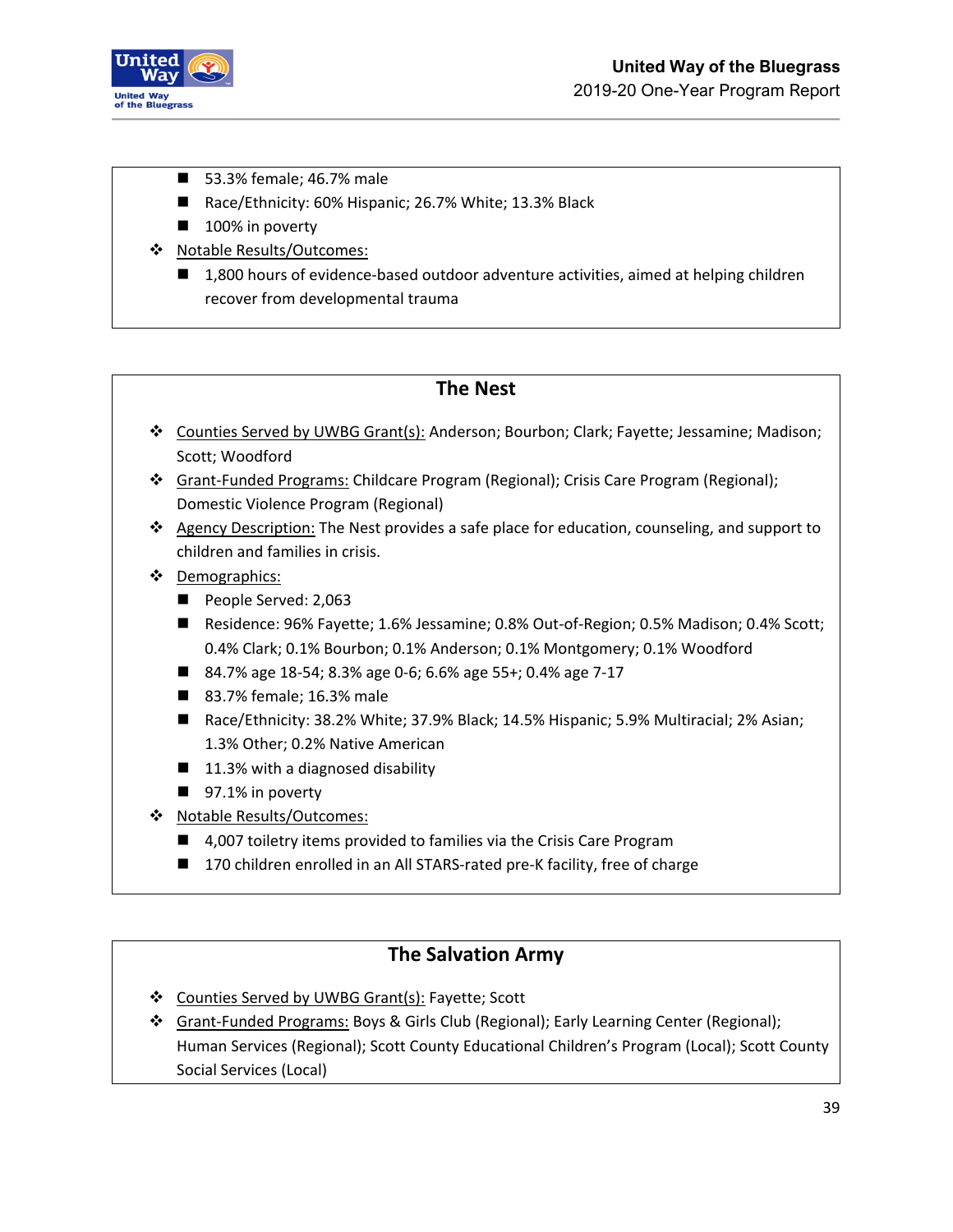- 53.3% female; 46.7% male
- Race/Ethnicity: 60% Hispanic; 26.7% White; 13.3% Black
- 100% in poverty

- Notable Results/Outcomes:
  - 1,800 hours of evidence-based outdoor adventure activities, aimed at helping children recover from developmental trauma

## The Nest

- Counties Served by UWBG Grant(s): Anderson; Bourbon; Clark; Fayette; Jessamine; Madison; Scott; Woodford
- Grant-Funded Programs: Childcare Program (Regional); Crisis Care Program (Regional); Domestic Violence Program (Regional)
- Agency Description: The Nest provides a safe place for education, counseling, and support to children and families in crisis.
- Demographics:
  - People Served: 2,063
  - Residence: 96% Fayette; 1.6% Jessamine; 0.8% Out-of-Region; 0.5% Madison; 0.4% Scott; 0.4% Clark; 0.1% Bourbon; 0.1% Anderson; 0.1% Montgomery; 0.1% Woodford
  - 84.7% age 18-54; 8.3% age 0-6; 6.6% age 55+; 0.4% age 7-17
  - 83.7% female; 16.3% male
  - Race/Ethnicity: 38.2% White; 37.9% Black; 14.5% Hispanic; 5.9% Multiracial; 2% Asian; 1.3% Other; 0.2% Native American
  - 11.3% with a diagnosed disability
  - 97.1% in poverty
- Notable Results/Outcomes:
  - 4,007 toiletry items provided to families via the Crisis Care Program
  - 170 children enrolled in an All STARS-rated pre-K facility, free of charge

## The Salvation Army

- Counties Served by UWBG Grant(s): Fayette; Scott
- Grant-Funded Programs: Boys & Girls Club (Regional); Early Learning Center (Regional); Human Services (Regional); Scott County Educational Children's Program (Local); Scott County Social Services (Local)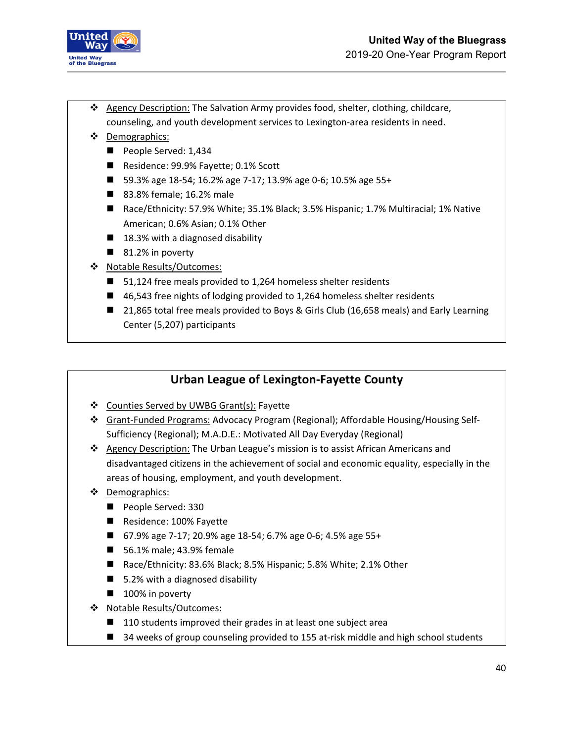- Agency Description: The Salvation Army provides food, shelter, clothing, childcare, counseling, and youth development services to Lexington-area residents in need.
- Demographics:
  - People Served: 1,434
  - Residence: 99.9% Fayette; 0.1% Scott
  - 59.3% age 18-54; 16.2% age 7-17; 13.9% age 0-6; 10.5% age 55+
  - 83.8% female; 16.2% male
  - Race/Ethnicity: 57.9% White; 35.1% Black; 3.5% Hispanic; 1.7% Multiracial; 1% Native American; 0.6% Asian; 0.1% Other
  - 18.3% with a diagnosed disability
  - 81.2% in poverty
- Notable Results/Outcomes:
  - 51,124 free meals provided to 1,264 homeless shelter residents
  - 46,543 free nights of lodging provided to 1,264 homeless shelter residents
  - 21,865 total free meals provided to Boys & Girls Club (16,658 meals) and Early Learning Center (5,207) participants

## Urban League of Lexington-Fayette County

- Counties Served by UWBG Grant(s): Fayette
- Grant-Funded Programs: Advocacy Program (Regional); Affordable Housing/Housing Self-Sufficiency (Regional); M.A.D.E.: Motivated All Day Everyday (Regional)
- Agency Description: The Urban League's mission is to assist African Americans and disadvantaged citizens in the achievement of social and economic equality, especially in the areas of housing, employment, and youth development.
- Demographics:
  - People Served: 330
  - Residence: 100% Fayette
  - 67.9% age 7-17; 20.9% age 18-54; 6.7% age 0-6; 4.5% age 55+
  - 56.1% male; 43.9% female
  - Race/Ethnicity: 83.6% Black; 8.5% Hispanic; 5.8% White; 2.1% Other
  - 5.2% with a diagnosed disability
  - 100% in poverty
- Notable Results/Outcomes:
  - 110 students improved their grades in at least one subject area
  - 34 weeks of group counseling provided to 155 at-risk middle and high school students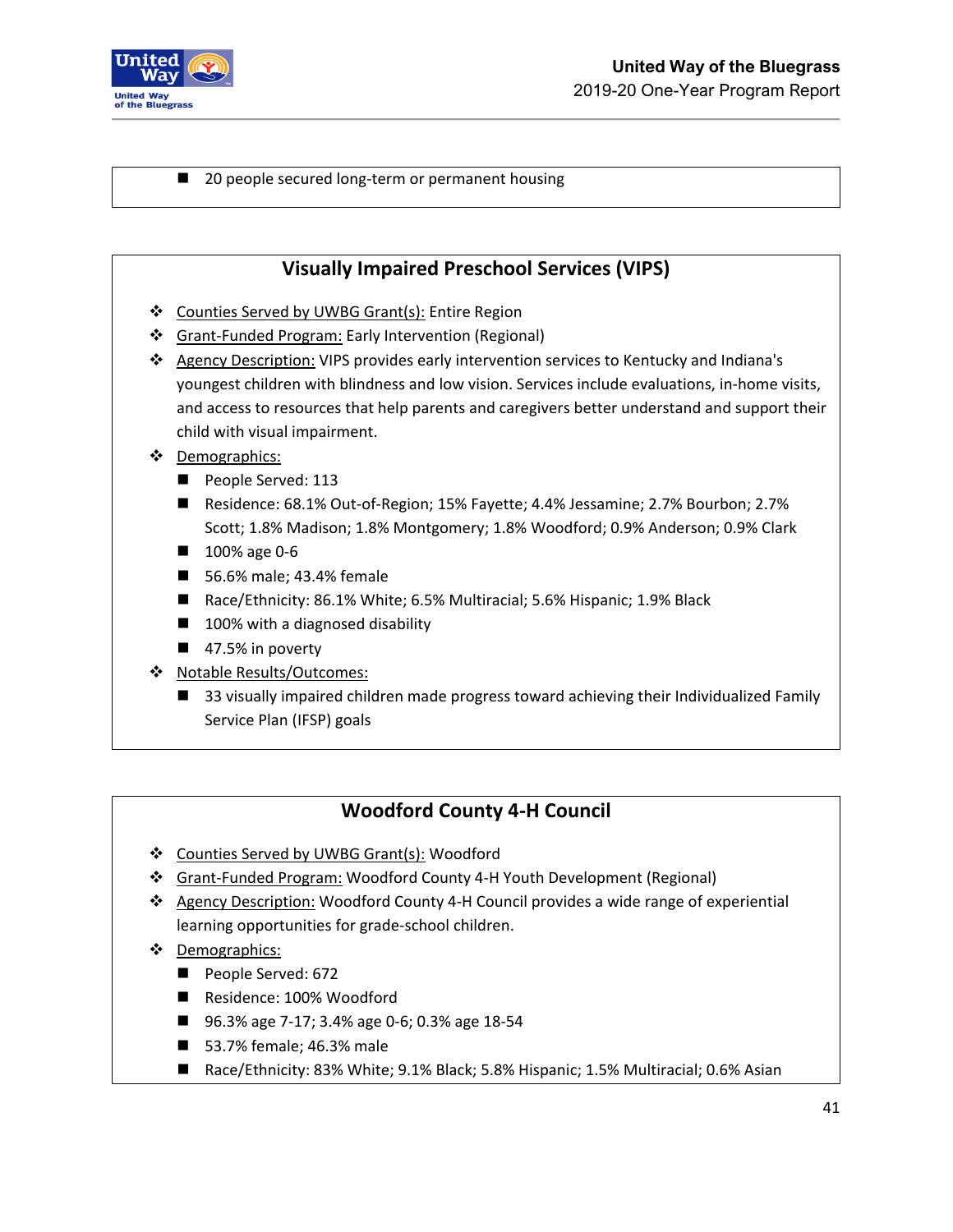- 20 people secured long-term or permanent housing

## Visually Impaired Preschool Services (VIPS)

- Counties Served by UWBG Grant(s): Entire Region
- Grant-Funded Program: Early Intervention (Regional)
- Agency Description: VIPS provides early intervention services to Kentucky and Indiana's youngest children with blindness and low vision. Services include evaluations, in-home visits, and access to resources that help parents and caregivers better understand and support their child with visual impairment.
- Demographics:
  - People Served: 113
  - Residence: 68.1% Out-of-Region; 15% Fayette; 4.4% Jessamine; 2.7% Bourbon; 2.7% Scott; 1.8% Madison; 1.8% Montgomery; 1.8% Woodford; 0.9% Anderson; 0.9% Clark
  - 100% age 0-6
  - 56.6% male; 43.4% female
  - Race/Ethnicity: 86.1% White; 6.5% Multiracial; 5.6% Hispanic; 1.9% Black
  - 100% with a diagnosed disability
  - 47.5% in poverty
- Notable Results/Outcomes:
  - 33 visually impaired children made progress toward achieving their Individualized Family Service Plan (IFSP) goals

## Woodford County 4-H Council

- Counties Served by UWBG Grant(s): Woodford
- Grant-Funded Program: Woodford County 4-H Youth Development (Regional)
- Agency Description: Woodford County 4-H Council provides a wide range of experiential learning opportunities for grade-school children.
- Demographics:
  - People Served: 672
  - Residence: 100% Woodford
  - 96.3% age 7-17; 3.4% age 0-6; 0.3% age 18-54
  - 53.7% female; 46.3% male
  - Race/Ethnicity: 83% White; 9.1% Black; 5.8% Hispanic; 1.5% Multiracial; 0.6% Asian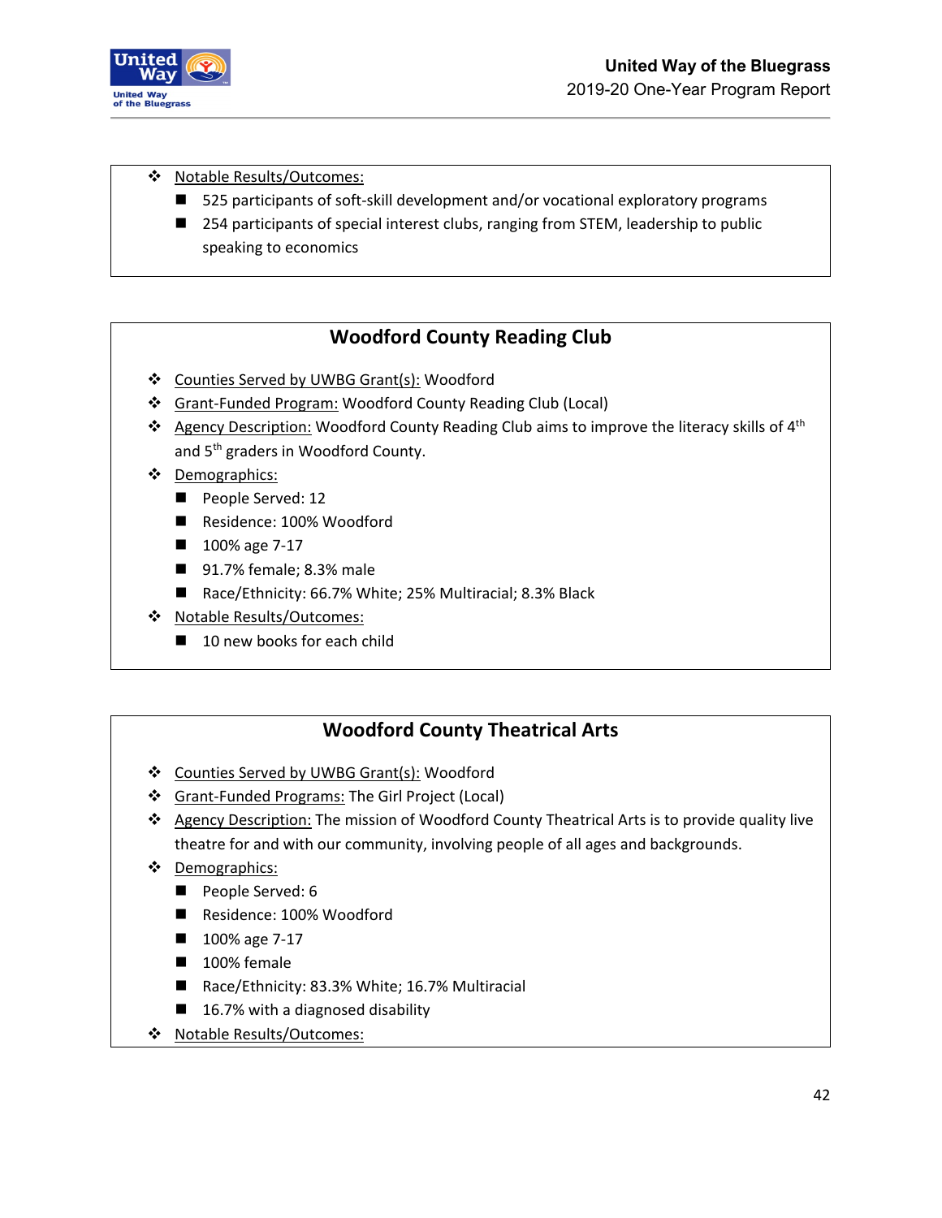- Notable Results/Outcomes:
  - 525 participants of soft-skill development and/or vocational exploratory programs
  - 254 participants of special interest clubs, ranging from STEM, leadership to public speaking to economics

## Woodford County Reading Club

- Counties Served by UWBG Grant(s): Woodford
- Grant-Funded Program: Woodford County Reading Club (Local)
- Agency Description: Woodford County Reading Club aims to improve the literacy skills of 4th and 5th graders in Woodford County.
- Demographics:
  - People Served: 12
  - Residence: 100% Woodford
  - 100% age 7-17
  - 91.7% female; 8.3% male
  - Race/Ethnicity: 66.7% White; 25% Multiracial; 8.3% Black
- Notable Results/Outcomes:
  - 10 new books for each child

## Woodford County Theatrical Arts

- Counties Served by UWBG Grant(s): Woodford
- Grant-Funded Programs: The Girl Project (Local)
- Agency Description: The mission of Woodford County Theatrical Arts is to provide quality live theatre for and with our community, involving people of all ages and backgrounds.
- Demographics:
  - People Served: 6
  - Residence: 100% Woodford
  - 100% age 7-17
  - 100% female
  - Race/Ethnicity: 83.3% White; 16.7% Multiracial
  - 16.7% with a diagnosed disability
- Notable Results/Outcomes: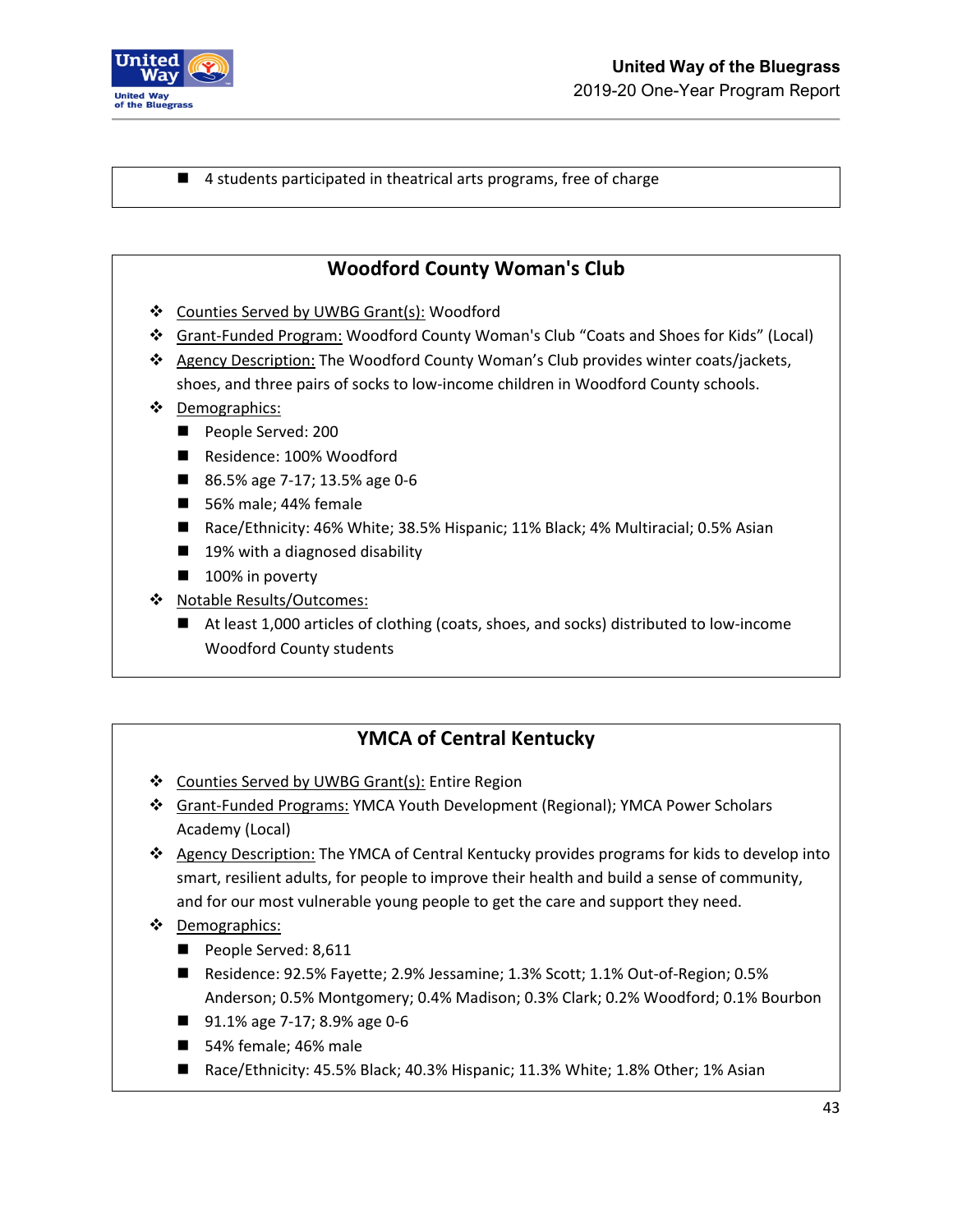- 4 students participated in theatrical arts programs, free of charge

## Woodford County Woman's Club

- Counties Served by UWBG Grant(s): Woodford
- Grant-Funded Program: Woodford County Woman's Club "Coats and Shoes for Kids" (Local)
- Agency Description: The Woodford County Woman's Club provides winter coats/jackets, shoes, and three pairs of socks to low-income children in Woodford County schools.
- Demographics:
  - People Served: 200
  - Residence: 100% Woodford
  - 86.5% age 7-17; 13.5% age 0-6
  - 56% male; 44% female
  - Race/Ethnicity: 46% White; 38.5% Hispanic; 11% Black; 4% Multiracial; 0.5% Asian
  - 19% with a diagnosed disability
  - 100% in poverty
- Notable Results/Outcomes:
  - At least 1,000 articles of clothing (coats, shoes, and socks) distributed to low-income Woodford County students

## YMCA of Central Kentucky

- Counties Served by UWBG Grant(s): Entire Region
- Grant-Funded Programs: YMCA Youth Development (Regional); YMCA Power Scholars Academy (Local)
- Agency Description: The YMCA of Central Kentucky provides programs for kids to develop into smart, resilient adults, for people to improve their health and build a sense of community, and for our most vulnerable young people to get the care and support they need.
- Demographics:
  - People Served: 8,611
  - Residence: 92.5% Fayette; 2.9% Jessamine; 1.3% Scott; 1.1% Out-of-Region; 0.5% Anderson; 0.5% Montgomery; 0.4% Madison; 0.3% Clark; 0.2% Woodford; 0.1% Bourbon
  - 91.1% age 7-17; 8.9% age 0-6
  - 54% female; 46% male
  - Race/Ethnicity: 45.5% Black; 40.3% Hispanic; 11.3% White; 1.8% Other; 1% Asian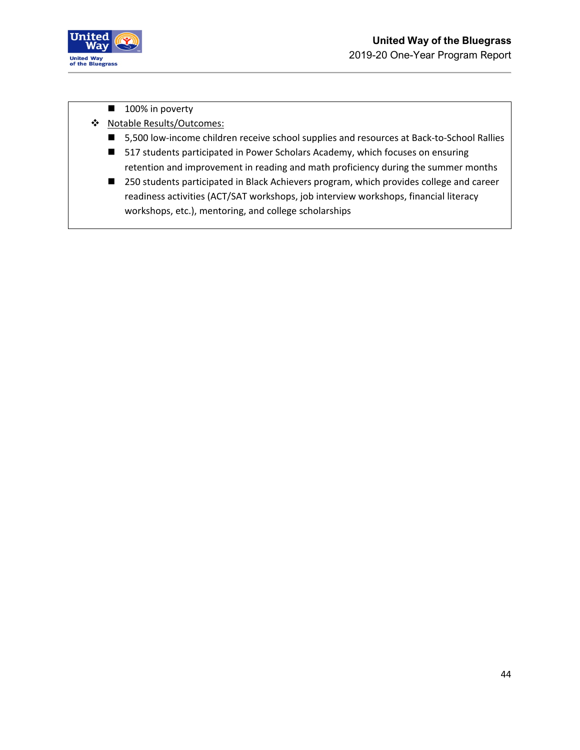- 100% in poverty

- <u>Notable Results/Outcomes:</u>
  - 5,500 low-income children receive school supplies and resources at Back-to-School Rallies
  - 517 students participated in Power Scholars Academy, which focuses on ensuring retention and improvement in reading and math proficiency during the summer months
  - 250 students participated in Black Achievers program, which provides college and career readiness activities (ACT/SAT workshops, job interview workshops, financial literacy workshops, etc.), mentoring, and college scholarships